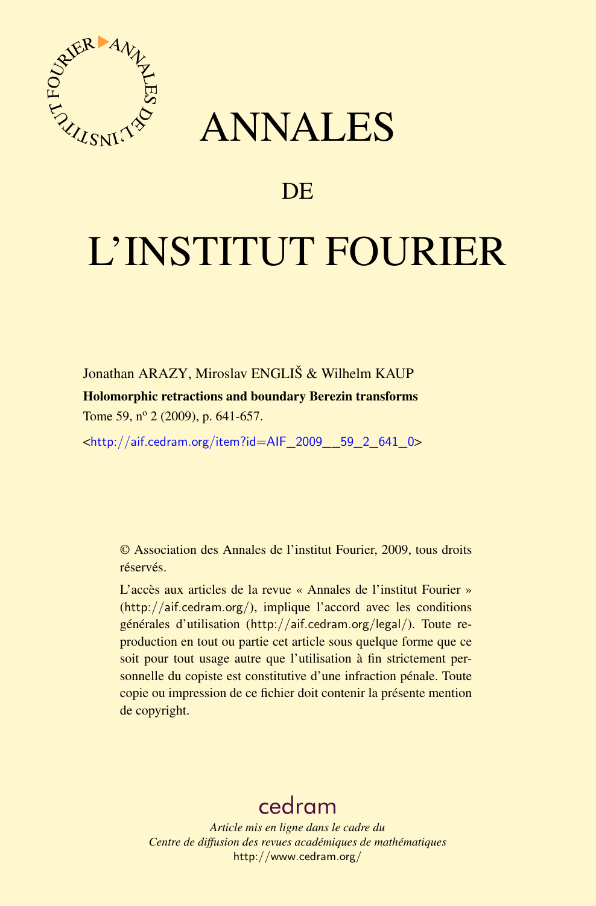# ANNALES

## DE

# L'INSTITUT FOURIER

Jonathan ARAZY, Miroslav ENGLIŠ & Wilhelm KAUP

**Holomorphic retractions and boundary Berezin transforms**

Tome 59, nº 2 (2009), p. 641-657.

<http://aif.cedram.org/item?id=AIF_2009__59_2_641_0>

© Association des Annales de l'institut Fourier, 2009, tous droits réservés.

L'accès aux articles de la revue « Annales de l'institut Fourier » (http://aif.cedram.org/), implique l'accord avec les conditions générales d'utilisation (http://aif.cedram.org/legal/). Toute reproduction en tout ou partie cet article sous quelque forme que ce soit pour tout usage autre que l'utilisation à fin strictement personnelle du copiste est constitutive d'une infraction pénale. Toute copie ou impression de ce fichier doit contenir la présente mention de copyright.

cedram

*Article mis en ligne dans le cadre du*
*Centre de diffusion des revues académiques de mathématiques*
http://www.cedram.org/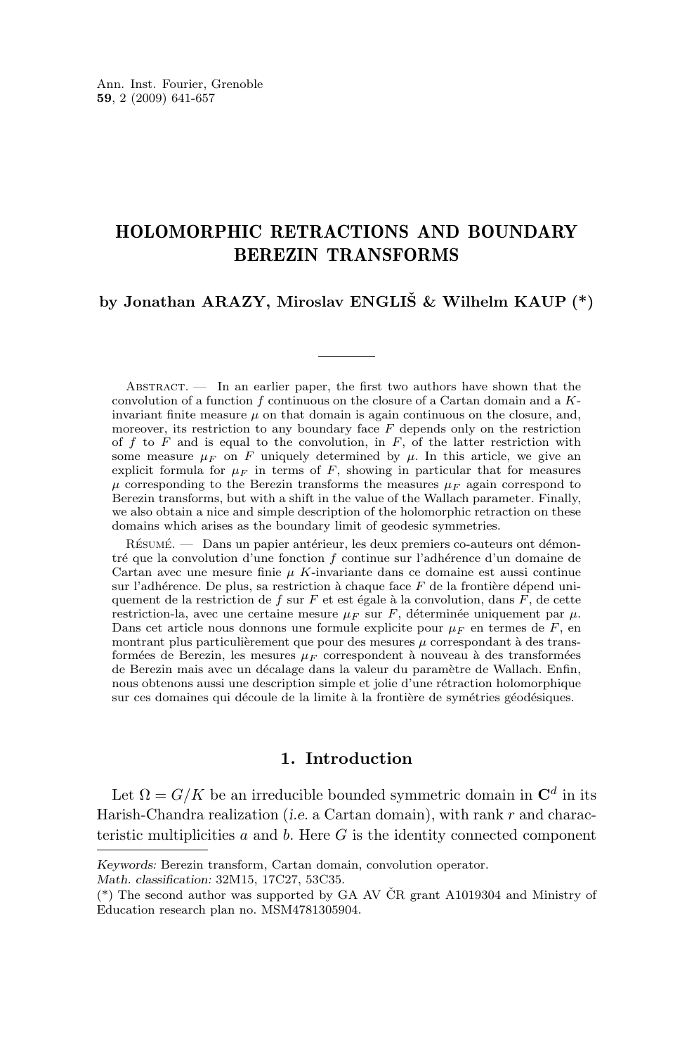Ann. Inst. Fourier, Grenoble
**59**, 2 (2009) 641-657

# HOLOMORPHIC RETRACTIONS AND BOUNDARY BEREZIN TRANSFORMS

**by Jonathan ARAZY, Miroslav ENGLIŠ & Wilhelm KAUP (\*)**

---

Abstract. — In an earlier paper, the first two authors have shown that the convolution of a function $f$ continuous on the closure of a Cartan domain and a $K$-invariant finite measure $\mu$ on that domain is again continuous on the closure, and, moreover, its restriction to any boundary face $F$ depends only on the restriction of $f$ to $F$ and is equal to the convolution, in $F$, of the latter restriction with some measure $\mu_F$ on $F$ uniquely determined by $\mu$. In this article, we give an explicit formula for $\mu_F$ in terms of $F$, showing in particular that for measures $\mu$ corresponding to the Berezin transforms the measures $\mu_F$ again correspond to Berezin transforms, but with a shift in the value of the Wallach parameter. Finally, we also obtain a nice and simple description of the holomorphic retraction on these domains which arises as the boundary limit of geodesic symmetries.

Résumé. — Dans un papier antérieur, les deux premiers co-auteurs ont démontré que la convolution d'une fonction $f$ continue sur l'adhérence d'un domaine de Cartan avec une mesure finie $\mu$ $K$-invariante dans ce domaine est aussi continue sur l'adhérence. De plus, sa restriction à chaque face $F$ de la frontière dépend uniquement de la restriction de $f$ sur $F$ et est égale à la convolution, dans $F$, de cette restriction-la, avec une certaine mesure $\mu_F$ sur $F$, déterminée uniquement par $\mu$. Dans cet article nous donnons une formule explicite pour $\mu_F$ en termes de $F$, en montrant plus particulièrement que pour des mesures $\mu$ correspondant à des transformées de Berezin, les mesures $\mu_F$ correspondent à nouveau à des transformées de Berezin mais avec un décalage dans la valeur du paramètre de Wallach. Enfin, nous obtenons aussi une description simple et jolie d'une rétraction holomorphique sur ces domaines qui découle de la limite à la frontière de symétries géodésiques.

## 1. Introduction

Let $\Omega = G/K$ be an irreducible bounded symmetric domain in $\mathbf{C}^d$ in its Harish-Chandra realization (*i.e.* a Cartan domain), with rank $r$ and characteristic multiplicities $a$ and $b$. Here $G$ is the identity connected component

---

*Keywords:* Berezin transform, Cartan domain, convolution operator.
*Math. classification:* 32M15, 17C27, 53C35.
(\*) The second author was supported by GA AV ČR grant A1019304 and Ministry of Education research plan no. MSM4781305904.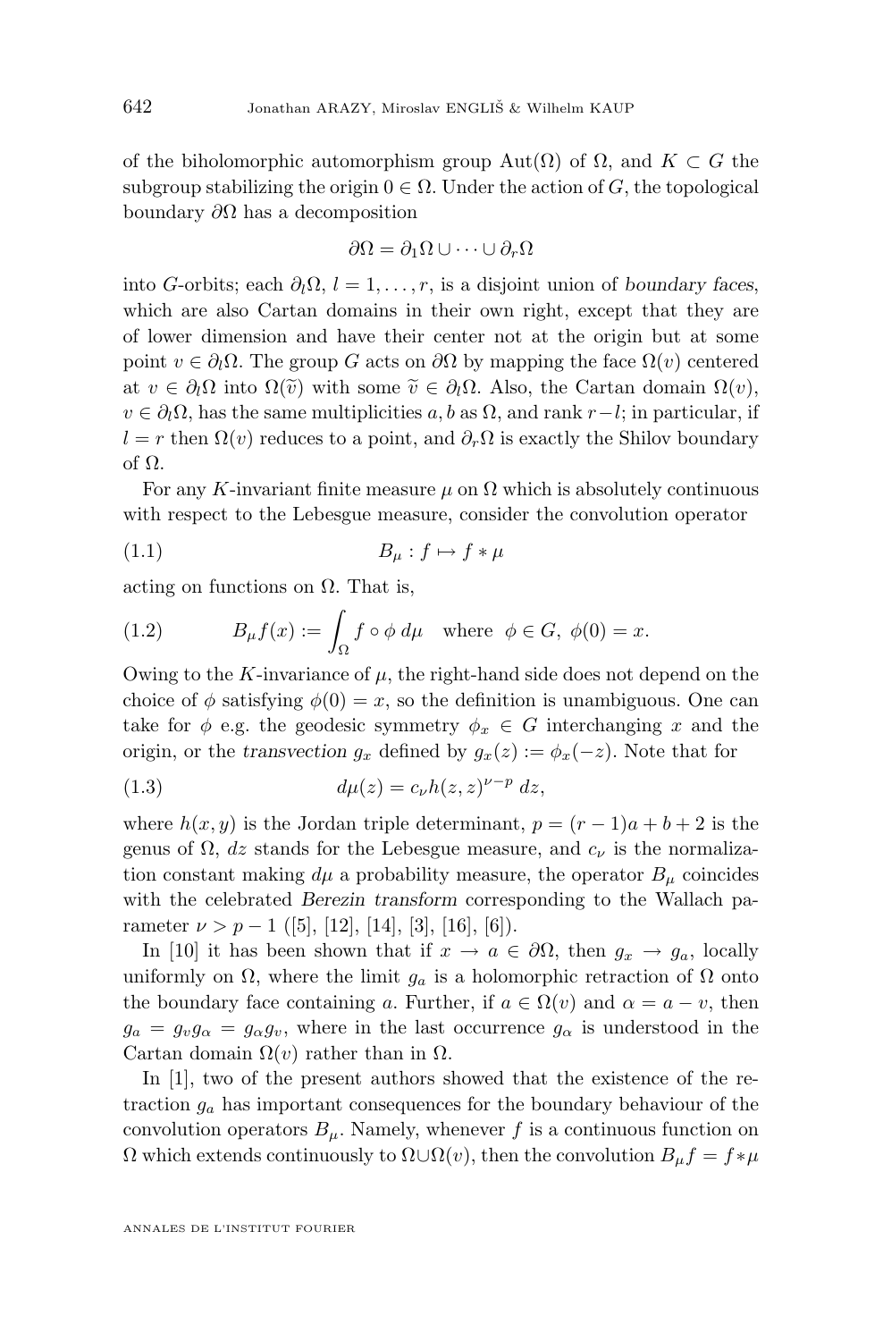of the biholomorphic automorphism group $\mathrm{Aut}(\Omega)$ of $\Omega$, and $K \subset G$ the subgroup stabilizing the origin $0 \in \Omega$. Under the action of $G$, the topological boundary $\partial\Omega$ has a decomposition

$$\partial\Omega = \partial_1\Omega \cup \cdots \cup \partial_r\Omega$$

into $G$-orbits; each $\partial_l\Omega$, $l = 1, \ldots, r$, is a disjoint union of *boundary faces*, which are also Cartan domains in their own right, except that they are of lower dimension and have their center not at the origin but at some point $v \in \partial_l\Omega$. The group $G$ acts on $\partial\Omega$ by mapping the face $\Omega(v)$ centered at $v \in \partial_l\Omega$ into $\Omega(\widetilde{v})$ with some $\widetilde{v} \in \partial_l\Omega$. Also, the Cartan domain $\Omega(v)$, $v \in \partial_l\Omega$, has the same multiplicities $a, b$ as $\Omega$, and rank $r-l$; in particular, if $l = r$ then $\Omega(v)$ reduces to a point, and $\partial_r\Omega$ is exactly the Shilov boundary of $\Omega$.

For any $K$-invariant finite measure $\mu$ on $\Omega$ which is absolutely continuous with respect to the Lebesgue measure, consider the convolution operator

$$B_\mu : f \mapsto f * \mu \tag{1.1}$$

acting on functions on $\Omega$. That is,

$$B_\mu f(x) := \int_\Omega f \circ \phi \, d\mu \quad \text{where} \;\; \phi \in G, \; \phi(0) = x. \tag{1.2}$$

Owing to the $K$-invariance of $\mu$, the right-hand side does not depend on the choice of $\phi$ satisfying $\phi(0) = x$, so the definition is unambiguous. One can take for $\phi$ e.g. the geodesic symmetry $\phi_x \in G$ interchanging $x$ and the origin, or the *transvection* $g_x$ defined by $g_x(z) := \phi_x(-z)$. Note that for

$$d\mu(z) = c_\nu h(z,z)^{\nu - p} \, dz, \tag{1.3}$$

where $h(x, y)$ is the Jordan triple determinant, $p = (r-1)a + b + 2$ is the genus of $\Omega$, $dz$ stands for the Lebesgue measure, and $c_\nu$ is the normalization constant making $d\mu$ a probability measure, the operator $B_\mu$ coincides with the celebrated *Berezin transform* corresponding to the Wallach parameter $\nu > p - 1$ ([5], [12], [14], [3], [16], [6]).

In [10] it has been shown that if $x \to a \in \partial\Omega$, then $g_x \to g_a$, locally uniformly on $\Omega$, where the limit $g_a$ is a holomorphic retraction of $\Omega$ onto the boundary face containing $a$. Further, if $a \in \Omega(v)$ and $\alpha = a - v$, then $g_a = g_v g_\alpha = g_\alpha g_v$, where in the last occurrence $g_\alpha$ is understood in the Cartan domain $\Omega(v)$ rather than in $\Omega$.

In [1], two of the present authors showed that the existence of the retraction $g_a$ has important consequences for the boundary behaviour of the convolution operators $B_\mu$. Namely, whenever $f$ is a continuous function on $\Omega$ which extends continuously to $\Omega \cup \Omega(v)$, then the convolution $B_\mu f = f * \mu$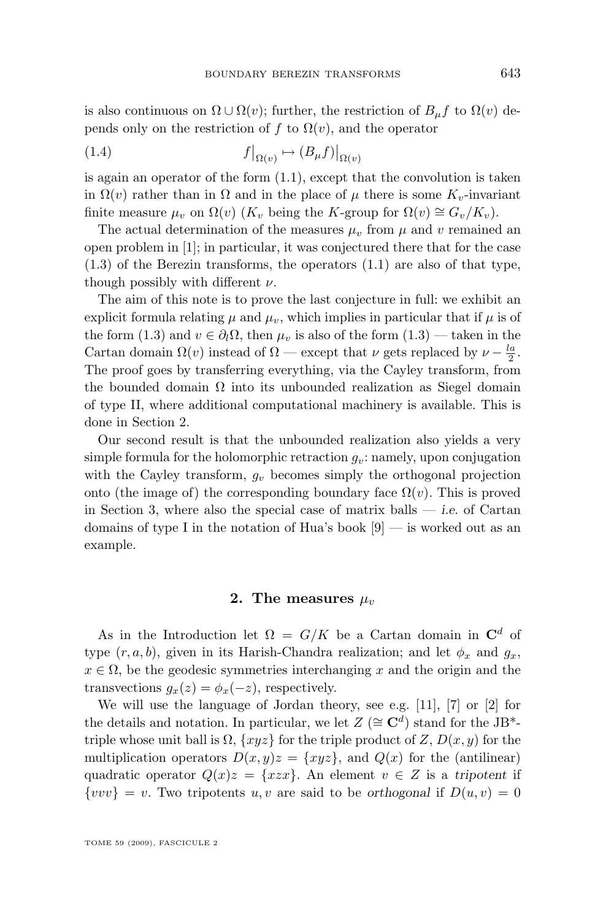is also continuous on $\Omega \cup \Omega(v)$; further, the restriction of $B_\mu f$ to $\Omega(v)$ depends only on the restriction of $f$ to $\Omega(v)$, and the operator

$$f\big|_{\Omega(v)} \mapsto (B_\mu f)\big|_{\Omega(v)} \tag{1.4}$$

is again an operator of the form (1.1), except that the convolution is taken in $\Omega(v)$ rather than in $\Omega$ and in the place of $\mu$ there is some $K_v$-invariant finite measure $\mu_v$ on $\Omega(v)$ ($K_v$ being the $K$-group for $\Omega(v) \cong G_v/K_v$).

The actual determination of the measures $\mu_v$ from $\mu$ and $v$ remained an open problem in [1]; in particular, it was conjectured there that for the case (1.3) of the Berezin transforms, the operators (1.1) are also of that type, though possibly with different $\nu$.

The aim of this note is to prove the last conjecture in full: we exhibit an explicit formula relating $\mu$ and $\mu_v$, which implies in particular that if $\mu$ is of the form (1.3) and $v \in \partial_l \Omega$, then $\mu_v$ is also of the form (1.3) — taken in the Cartan domain $\Omega(v)$ instead of $\Omega$ — except that $\nu$ gets replaced by $\nu - \frac{la}{2}$. The proof goes by transferring everything, via the Cayley transform, from the bounded domain $\Omega$ into its unbounded realization as Siegel domain of type II, where additional computational machinery is available. This is done in Section 2.

Our second result is that the unbounded realization also yields a very simple formula for the holomorphic retraction $g_v$: namely, upon conjugation with the Cayley transform, $g_v$ becomes simply the orthogonal projection onto (the image of) the corresponding boundary face $\Omega(v)$. This is proved in Section 3, where also the special case of matrix balls — *i.e.* of Cartan domains of type I in the notation of Hua's book [9] — is worked out as an example.

## 2. The measures $\mu_v$

As in the Introduction let $\Omega = G/K$ be a Cartan domain in $\mathbf{C}^d$ of type $(r, a, b)$, given in its Harish-Chandra realization; and let $\phi_x$ and $g_x$, $x \in \Omega$, be the geodesic symmetries interchanging $x$ and the origin and the transvections $g_x(z) = \phi_x(-z)$, respectively.

We will use the language of Jordan theory, see e.g. [11], [7] or [2] for the details and notation. In particular, we let $Z$ ($\cong \mathbf{C}^d$) stand for the JB*-triple whose unit ball is $\Omega$, $\{xyz\}$ for the triple product of $Z$, $D(x,y)$ for the multiplication operators $D(x,y)z = \{xyz\}$, and $Q(x)$ for the (antilinear) quadratic operator $Q(x)z = \{xzx\}$. An element $v \in Z$ is a *tripotent* if $\{vvv\} = v$. Two tripotents $u, v$ are said to be *orthogonal* if $D(u,v) = 0$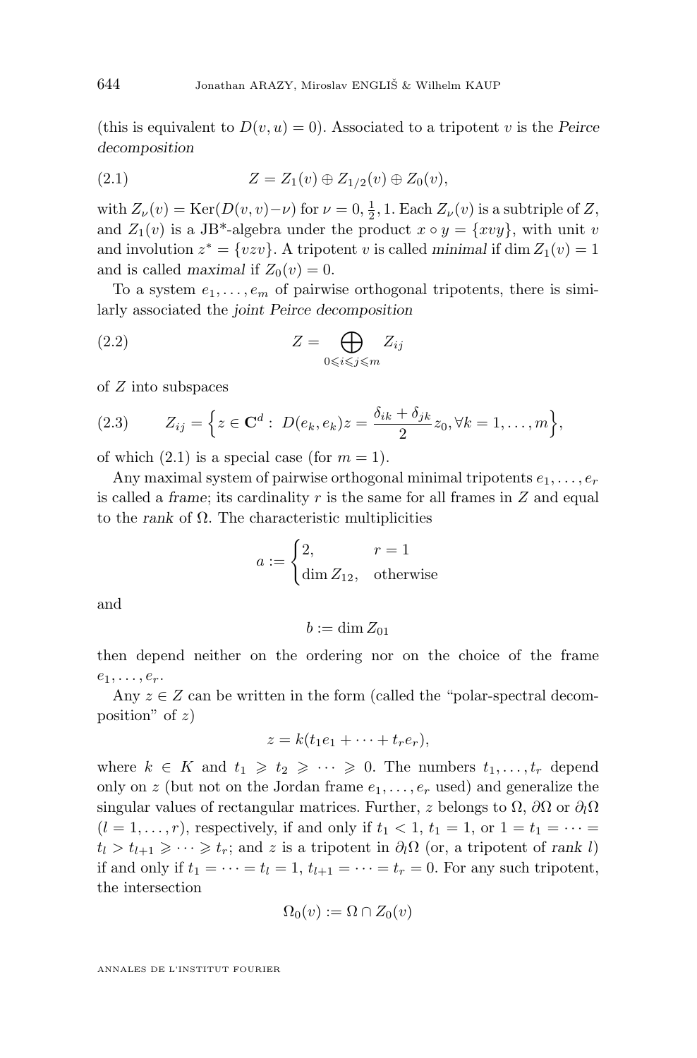(this is equivalent to $D(v,u)=0$). Associated to a tripotent $v$ is the *Peirce decomposition*

$$Z = Z_1(v) \oplus Z_{1/2}(v) \oplus Z_0(v), \tag{2.1}$$

with $Z_\nu(v) = \operatorname{Ker}(D(v,v)-\nu)$ for $\nu = 0, \frac{1}{2}, 1$. Each $Z_\nu(v)$ is a subtriple of $Z$, and $Z_1(v)$ is a JB*-algebra under the product $x \circ y = \{xvy\}$, with unit $v$ and involution $z^* = \{vzv\}$. A tripotent $v$ is called *minimal* if $\dim Z_1(v) = 1$ and is called *maximal* if $Z_0(v) = 0$.

To a system $e_1, \dots, e_m$ of pairwise orthogonal tripotents, there is similarly associated the *joint Peirce decomposition*

$$Z = \bigoplus_{0 \leqslant i \leqslant j \leqslant m} Z_{ij} \tag{2.2}$$

of $Z$ into subspaces

$$Z_{ij} = \Big\{ z \in \mathbf{C}^d :\ D(e_k, e_k) z = \frac{\delta_{ik} + \delta_{jk}}{2} z_0, \forall k = 1, \dots, m \Big\}, \tag{2.3}$$

of which (2.1) is a special case (for $m=1$).

Any maximal system of pairwise orthogonal minimal tripotents $e_1, \dots, e_r$ is called a *frame*; its cardinality $r$ is the same for all frames in $Z$ and equal to the *rank* of $\Omega$. The characteristic multiplicities

$$a := \begin{cases} 2, & r = 1 \\ \dim Z_{12}, & \text{otherwise} \end{cases}$$

and

$$b := \dim Z_{01}$$

then depend neither on the ordering nor on the choice of the frame $e_1, \dots, e_r$.

Any $z \in Z$ can be written in the form (called the "polar-spectral decomposition" of $z$)

$$z = k(t_1 e_1 + \dots + t_r e_r),$$

where $k \in K$ and $t_1 \geqslant t_2 \geqslant \dots \geqslant 0$. The numbers $t_1, \dots, t_r$ depend only on $z$ (but not on the Jordan frame $e_1, \dots, e_r$ used) and generalize the singular values of rectangular matrices. Further, $z$ belongs to $\Omega$, $\partial\Omega$ or $\partial_l \Omega$ ($l = 1, \dots, r$), respectively, if and only if $t_1 < 1$, $t_1 = 1$, or $1 = t_1 = \dots = t_l > t_{l+1} \geqslant \dots \geqslant t_r$; and $z$ is a tripotent in $\partial_l\Omega$ (or, a tripotent of *rank* $l$) if and only if $t_1 = \dots = t_l = 1$, $t_{l+1} = \dots = t_r = 0$. For any such tripotent, the intersection

$$\Omega_0(v) := \Omega \cap Z_0(v)$$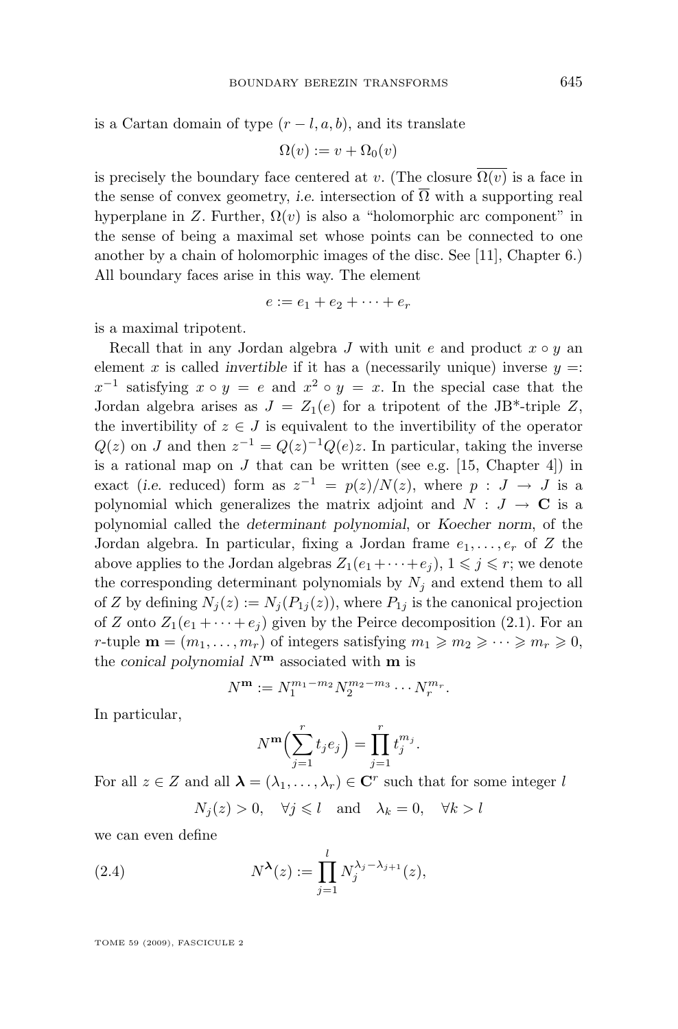is a Cartan domain of type $(r-l, a, b)$, and its translate

$$\Omega(v) := v + \Omega_0(v)$$

is precisely the boundary face centered at $v$. (The closure $\overline{\Omega(v)}$ is a face in the sense of convex geometry, *i.e.* intersection of $\overline{\Omega}$ with a supporting real hyperplane in $Z$. Further, $\Omega(v)$ is also a "holomorphic arc component" in the sense of being a maximal set whose points can be connected to one another by a chain of holomorphic images of the disc. See [11], Chapter 6.) All boundary faces arise in this way. The element

$$e := e_1 + e_2 + \cdots + e_r$$

is a maximal tripotent.

Recall that in any Jordan algebra $J$ with unit $e$ and product $x \circ y$ an element $x$ is called *invertible* if it has a (necessarily unique) inverse $y =: x^{-1}$ satisfying $x \circ y = e$ and $x^2 \circ y = x$. In the special case that the Jordan algebra arises as $J = Z_1(e)$ for a tripotent of the JB*-triple $Z$, the invertibility of $z \in J$ is equivalent to the invertibility of the operator $Q(z)$ on $J$ and then $z^{-1} = Q(z)^{-1}Q(e)z$. In particular, taking the inverse is a rational map on $J$ that can be written (see e.g. [15, Chapter 4]) in exact (*i.e.* reduced) form as $z^{-1} = p(z)/N(z)$, where $p : J \to J$ is a polynomial which generalizes the matrix adjoint and $N : J \to \mathbf{C}$ is a polynomial called the *determinant polynomial*, or *Koecher norm*, of the Jordan algebra. In particular, fixing a Jordan frame $e_1, \ldots, e_r$ of $Z$ the above applies to the Jordan algebras $Z_1(e_1 + \cdots + e_j)$, $1 \leqslant j \leqslant r$; we denote the corresponding determinant polynomials by $N_j$ and extend them to all of $Z$ by defining $N_j(z) := N_j(P_{1j}(z))$, where $P_{1j}$ is the canonical projection of $Z$ onto $Z_1(e_1 + \cdots + e_j)$ given by the Peirce decomposition (2.1). For an $r$-tuple $\mathbf{m} = (m_1, \ldots, m_r)$ of integers satisfying $m_1 \geqslant m_2 \geqslant \cdots \geqslant m_r \geqslant 0$, the *conical polynomial* $N^{\mathbf{m}}$ associated with $\mathbf{m}$ is

$$N^{\mathbf{m}} := N_1^{m_1 - m_2} N_2^{m_2 - m_3} \cdots N_r^{m_r}.$$

In particular,

$$N^{\mathbf{m}}\Big(\sum_{j=1}^{r} t_j e_j\Big) = \prod_{j=1}^{r} t_j^{m_j}.$$

For all $z \in Z$ and all $\boldsymbol{\lambda} = (\lambda_1, \ldots, \lambda_r) \in \mathbf{C}^r$ such that for some integer $l$

$$N_j(z) > 0, \quad \forall j \leqslant l \quad \text{and} \quad \lambda_k = 0, \quad \forall k > l$$

we can even define

$$N^{\boldsymbol{\lambda}}(z) := \prod_{j=1}^{l} N_j^{\lambda_j - \lambda_{j+1}}(z), \tag{2.4}$$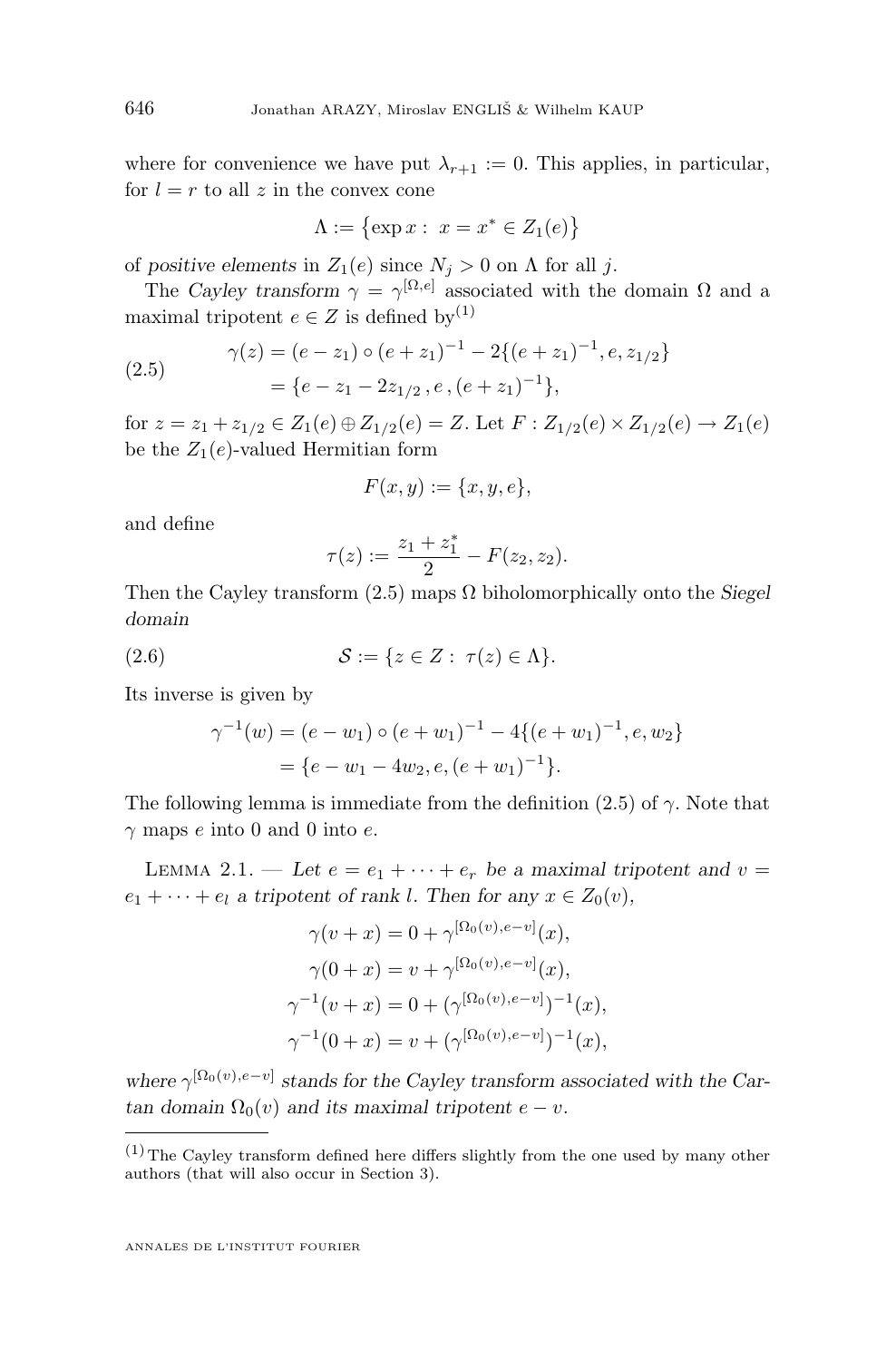where for convenience we have put $\lambda_{r+1} := 0$. This applies, in particular, for $l = r$ to all $z$ in the convex cone

$$\Lambda := \{\exp x : \ x = x^* \in Z_1(e)\}$$

of *positive elements* in $Z_1(e)$ since $N_j > 0$ on $\Lambda$ for all $j$.

The *Cayley transform* $\gamma = \gamma^{[\Omega,e]}$ associated with the domain $\Omega$ and a maximal tripotent $e \in Z$ is defined by[(1)]

$$\begin{aligned} \gamma(z) &= (e - z_1) \circ (e + z_1)^{-1} - 2\{(e + z_1)^{-1}, e, z_{1/2}\} \\ &= \{e - z_1 - 2z_{1/2}\,, e\,, (e + z_1)^{-1}\}, \end{aligned} \tag{2.5}$$

for $z = z_1 + z_{1/2} \in Z_1(e) \oplus Z_{1/2}(e) = Z$. Let $F : Z_{1/2}(e) \times Z_{1/2}(e) \to Z_1(e)$ be the $Z_1(e)$-valued Hermitian form

$$F(x, y) := \{x, y, e\},$$

and define

$$\tau(z) := \frac{z_1 + z_1^*}{2} - F(z_2, z_2).$$

Then the Cayley transform (2.5) maps $\Omega$ biholomorphically onto the *Siegel domain*

$$\mathcal{S} := \{z \in Z : \ \tau(z) \in \Lambda\}. \tag{2.6}$$

Its inverse is given by

$$\begin{aligned} \gamma^{-1}(w) &= (e - w_1) \circ (e + w_1)^{-1} - 4\{(e + w_1)^{-1}, e, w_2\} \\ &= \{e - w_1 - 4w_2, e, (e + w_1)^{-1}\}. \end{aligned}$$

The following lemma is immediate from the definition (2.5) of $\gamma$. Note that $\gamma$ maps $e$ into 0 and 0 into $e$.

Lemma 2.1. — *Let $e = e_1 + \cdots + e_r$ be a maximal tripotent and $v = e_1 + \cdots + e_l$ a tripotent of rank $l$. Then for any $x \in Z_0(v)$,*

$$\begin{aligned} \gamma(v + x) &= 0 + \gamma^{[\Omega_0(v), e-v]}(x), \\ \gamma(0 + x) &= v + \gamma^{[\Omega_0(v), e-v]}(x), \\ \gamma^{-1}(v + x) &= 0 + (\gamma^{[\Omega_0(v), e-v]})^{-1}(x), \\ \gamma^{-1}(0 + x) &= v + (\gamma^{[\Omega_0(v), e-v]})^{-1}(x), \end{aligned}$$

*where $\gamma^{[\Omega_0(v), e-v]}$ stands for the Cayley transform associated with the Cartan domain $\Omega_0(v)$ and its maximal tripotent $e - v$.*

---

(1) The Cayley transform defined here differs slightly from the one used by many other authors (that will also occur in Section 3).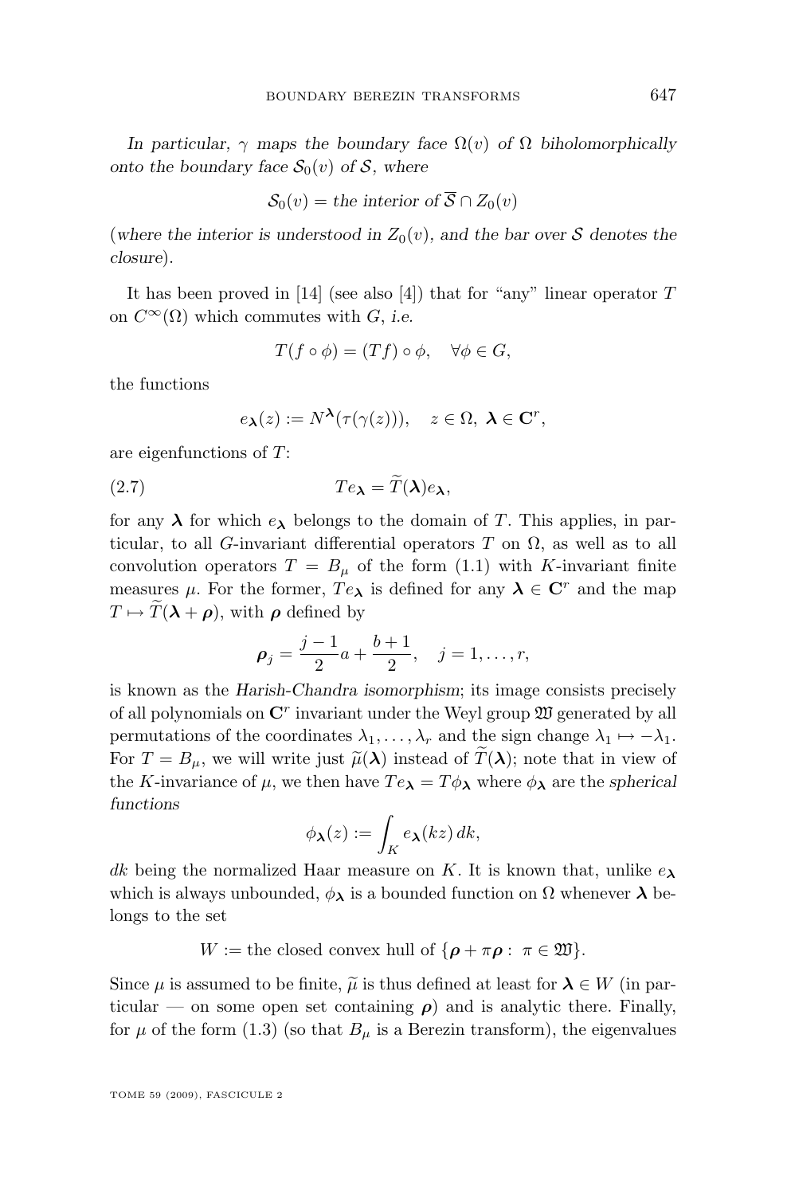*In particular, $\gamma$ maps the boundary face $\Omega(v)$ of $\Omega$ biholomorphically onto the boundary face $\mathcal{S}_0(v)$ of $\mathcal{S}$, where*

$$\mathcal{S}_0(v) = \text{the interior of } \overline{\mathcal{S}} \cap Z_0(v)$$

(*where the interior is understood in $Z_0(v)$, and the bar over $\mathcal{S}$ denotes the closure*).

It has been proved in [14] (see also [4]) that for "any" linear operator $T$ on $C^\infty(\Omega)$ which commutes with $G$, *i.e.*

$$T(f \circ \phi) = (Tf) \circ \phi, \quad \forall \phi \in G,$$

the functions

$$e_{\boldsymbol{\lambda}}(z) := N^{\boldsymbol{\lambda}}(\tau(\gamma(z))), \quad z \in \Omega,\ \boldsymbol{\lambda} \in \mathbf{C}^r,$$

are eigenfunctions of $T$:

$$Te_{\boldsymbol{\lambda}} = \widetilde{T}(\boldsymbol{\lambda}) e_{\boldsymbol{\lambda}}, \tag{2.7}$$

for any $\boldsymbol{\lambda}$ for which $e_{\boldsymbol{\lambda}}$ belongs to the domain of $T$. This applies, in particular, to all $G$-invariant differential operators $T$ on $\Omega$, as well as to all convolution operators $T = B_\mu$ of the form (1.1) with $K$-invariant finite measures $\mu$. For the former, $Te_{\boldsymbol{\lambda}}$ is defined for any $\boldsymbol{\lambda} \in \mathbf{C}^r$ and the map $T \mapsto \widetilde{T}(\boldsymbol{\lambda} + \boldsymbol{\rho})$, with $\boldsymbol{\rho}$ defined by

$$\boldsymbol{\rho}_j = \frac{j-1}{2} a + \frac{b+1}{2}, \quad j = 1, \dots, r,$$

is known as the *Harish-Chandra isomorphism*; its image consists precisely of all polynomials on $\mathbf{C}^r$ invariant under the Weyl group $\mathfrak{W}$ generated by all permutations of the coordinates $\lambda_1, \dots, \lambda_r$ and the sign change $\lambda_1 \mapsto -\lambda_1$. For $T = B_\mu$, we will write just $\widetilde{\mu}(\boldsymbol{\lambda})$ instead of $\widetilde{T}(\boldsymbol{\lambda})$; note that in view of the $K$-invariance of $\mu$, we then have $Te_{\boldsymbol{\lambda}} = T\phi_{\boldsymbol{\lambda}}$ where $\phi_{\boldsymbol{\lambda}}$ are the *spherical functions*

$$\phi_{\boldsymbol{\lambda}}(z) := \int_K e_{\boldsymbol{\lambda}}(kz)\, dk,$$

$dk$ being the normalized Haar measure on $K$. It is known that, unlike $e_{\boldsymbol{\lambda}}$ which is always unbounded, $\phi_{\boldsymbol{\lambda}}$ is a bounded function on $\Omega$ whenever $\boldsymbol{\lambda}$ belongs to the set

$$W := \text{the closed convex hull of } \{\boldsymbol{\rho} + \pi\boldsymbol{\rho} :\ \pi \in \mathfrak{W}\}.$$

Since $\mu$ is assumed to be finite, $\widetilde{\mu}$ is thus defined at least for $\boldsymbol{\lambda} \in W$ (in particular — on some open set containing $\boldsymbol{\rho}$) and is analytic there. Finally, for $\mu$ of the form (1.3) (so that $B_\mu$ is a Berezin transform), the eigenvalues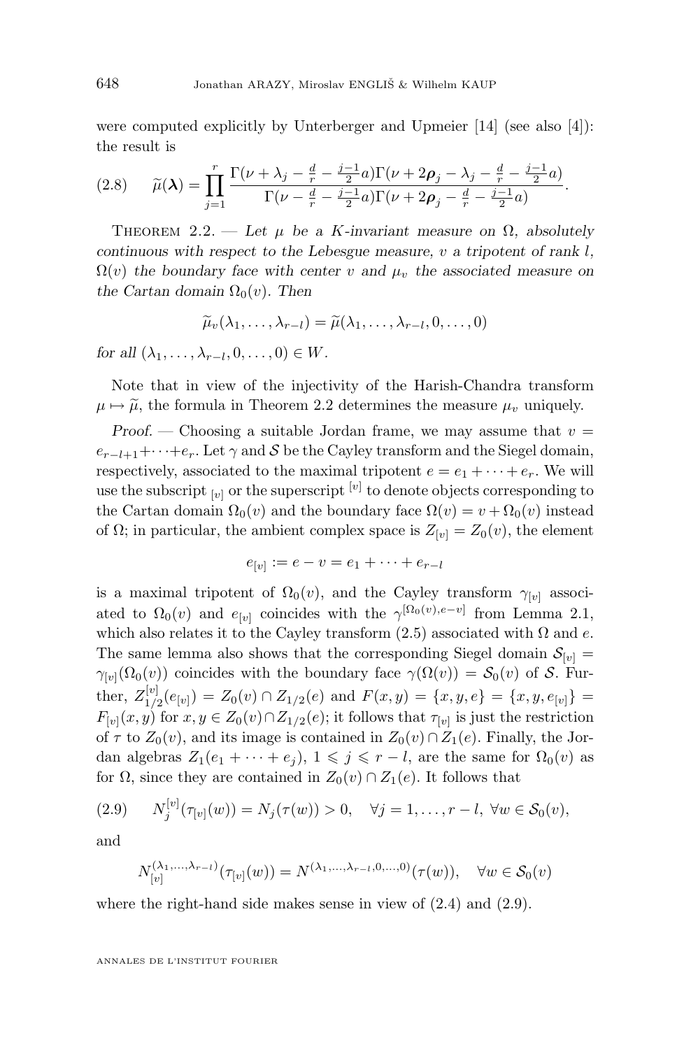were computed explicitly by Unterberger and Upmeier [14] (see also [4]): the result is

$$\widetilde{\mu}(\boldsymbol{\lambda}) = \prod_{j=1}^{r} \frac{\Gamma(\nu + \lambda_j - \frac{d}{r} - \frac{j-1}{2}a)\Gamma(\nu + 2\boldsymbol{\rho}_j - \lambda_j - \frac{d}{r} - \frac{j-1}{2}a)}{\Gamma(\nu - \frac{d}{r} - \frac{j-1}{2}a)\Gamma(\nu + 2\boldsymbol{\rho}_j - \frac{d}{r} - \frac{j-1}{2}a)}. \tag{2.8}$$

Theorem 2.2. — *Let $\mu$ be a $K$-invariant measure on $\Omega$, absolutely continuous with respect to the Lebesgue measure, $v$ a tripotent of rank $l$, $\Omega(v)$ the boundary face with center $v$ and $\mu_v$ the associated measure on the Cartan domain $\Omega_0(v)$. Then*

$$\widetilde{\mu}_v(\lambda_1, \ldots, \lambda_{r-l}) = \widetilde{\mu}(\lambda_1, \ldots, \lambda_{r-l}, 0, \ldots, 0)$$

*for all $(\lambda_1, \ldots, \lambda_{r-l}, 0, \ldots, 0) \in W$.*

Note that in view of the injectivity of the Harish-Chandra transform $\mu \mapsto \widetilde{\mu}$, the formula in Theorem 2.2 determines the measure $\mu_v$ uniquely.

*Proof.* — Choosing a suitable Jordan frame, we may assume that $v = e_{r-l+1} + \cdots + e_r$. Let $\gamma$ and $\mathcal{S}$ be the Cayley transform and the Siegel domain, respectively, associated to the maximal tripotent $e = e_1 + \cdots + e_r$. We will use the subscript $_{[v]}$ or the superscript $^{[v]}$ to denote objects corresponding to the Cartan domain $\Omega_0(v)$ and the boundary face $\Omega(v) = v + \Omega_0(v)$ instead of $\Omega$; in particular, the ambient complex space is $Z_{[v]} = Z_0(v)$, the element

$$e_{[v]} := e - v = e_1 + \cdots + e_{r-l}$$

is a maximal tripotent of $\Omega_0(v)$, and the Cayley transform $\gamma_{[v]}$ associated to $\Omega_0(v)$ and $e_{[v]}$ coincides with the $\gamma^{[\Omega_0(v), e-v]}$ from Lemma 2.1, which also relates it to the Cayley transform (2.5) associated with $\Omega$ and $e$. The same lemma also shows that the corresponding Siegel domain $\mathcal{S}_{[v]} = \gamma_{[v]}(\Omega_0(v))$ coincides with the boundary face $\gamma(\Omega(v)) = \mathcal{S}_0(v)$ of $\mathcal{S}$. Further, $Z^{[v]}_{1/2}(e_{[v]}) = Z_0(v) \cap Z_{1/2}(e)$ and $F(x, y) = \{x, y, e\} = \{x, y, e_{[v]}\} = F_{[v]}(x, y)$ for $x, y \in Z_0(v) \cap Z_{1/2}(e)$; it follows that $\tau_{[v]}$ is just the restriction of $\tau$ to $Z_0(v)$, and its image is contained in $Z_0(v) \cap Z_1(e)$. Finally, the Jordan algebras $Z_1(e_1 + \cdots + e_j)$, $1 \leqslant j \leqslant r - l$, are the same for $\Omega_0(v)$ as for $\Omega$, since they are contained in $Z_0(v) \cap Z_1(e)$. It follows that

$$N^{[v]}_j(\tau_{[v]}(w)) = N_j(\tau(w)) > 0, \quad \forall j = 1, \ldots, r - l, \ \forall w \in \mathcal{S}_0(v), \tag{2.9}$$

and

$$N^{(\lambda_1, \ldots, \lambda_{r-l})}_{[v]}(\tau_{[v]}(w)) = N^{(\lambda_1, \ldots, \lambda_{r-l}, 0, \ldots, 0)}(\tau(w)), \quad \forall w \in \mathcal{S}_0(v)$$

where the right-hand side makes sense in view of (2.4) and (2.9).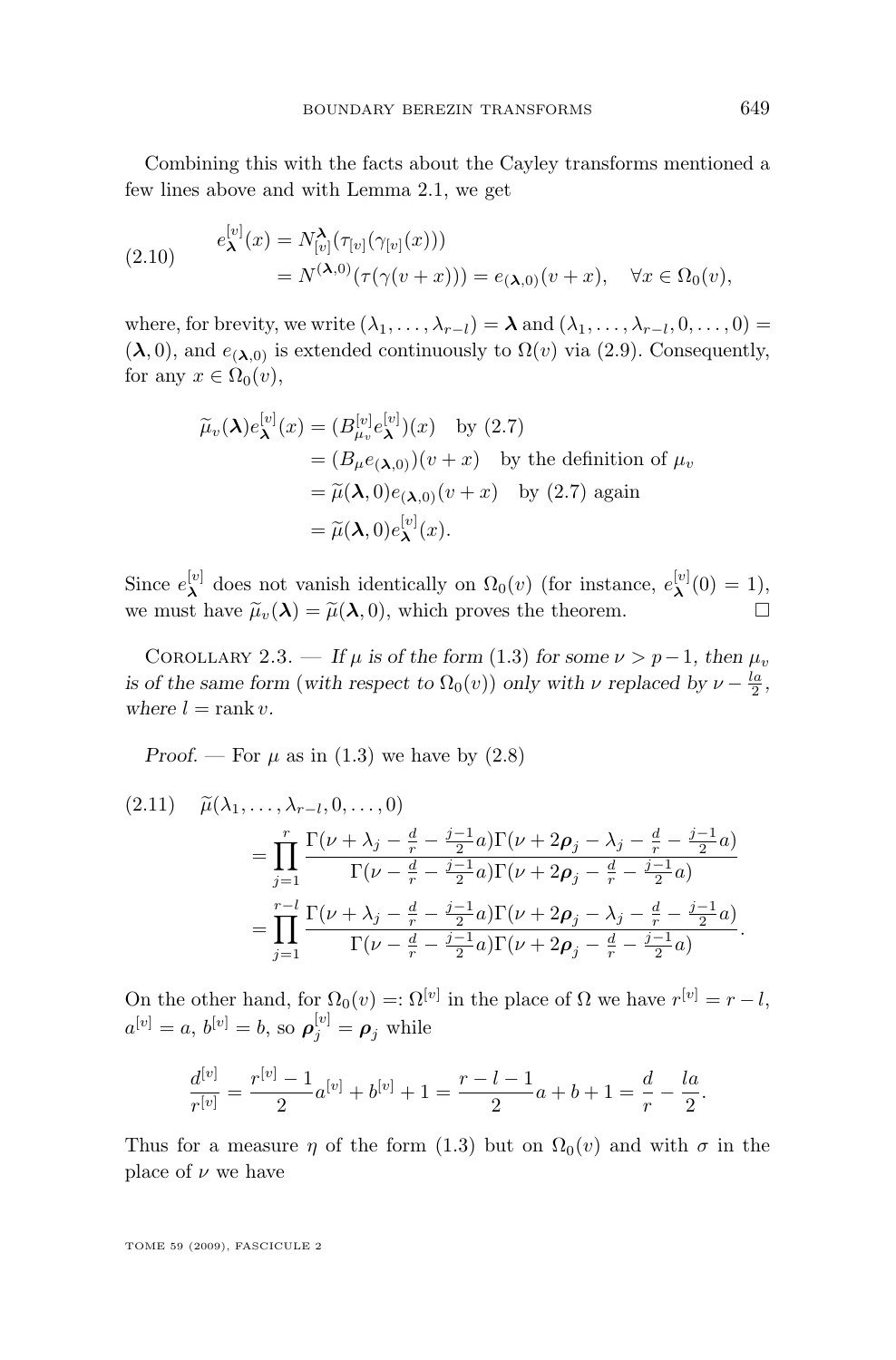Combining this with the facts about the Cayley transforms mentioned a few lines above and with Lemma 2.1, we get

$$
\begin{aligned}
e^{[v]}_{\boldsymbol{\lambda}}(x) &= N^{\boldsymbol{\lambda}}_{[v]}(\tau_{[v]}(\gamma_{[v]}(x))) \\
&= N^{(\boldsymbol{\lambda},0)}(\tau(\gamma(v+x))) = e_{(\boldsymbol{\lambda},0)}(v+x), \quad \forall x \in \Omega_0(v),
\end{aligned} \tag{2.10}
$$

where, for brevity, we write $(\lambda_1, \dots, \lambda_{r-l}) = \boldsymbol{\lambda}$ and $(\lambda_1, \dots, \lambda_{r-l}, 0, \dots, 0) = (\boldsymbol{\lambda}, 0)$, and $e_{(\boldsymbol{\lambda},0)}$ is extended continuously to $\Omega(v)$ via (2.9). Consequently, for any $x \in \Omega_0(v)$,

$$
\begin{aligned}
\widetilde{\mu}_v(\boldsymbol{\lambda}) e^{[v]}_{\boldsymbol{\lambda}}(x) &= (B^{[v]}_{\mu_v} e^{[v]}_{\boldsymbol{\lambda}})(x) \quad \text{by (2.7)} \\
&= (B_\mu e_{(\boldsymbol{\lambda},0)})(v+x) \quad \text{by the definition of } \mu_v \\
&= \widetilde{\mu}(\boldsymbol{\lambda},0) e_{(\boldsymbol{\lambda},0)}(v+x) \quad \text{by (2.7) again} \\
&= \widetilde{\mu}(\boldsymbol{\lambda},0) e^{[v]}_{\boldsymbol{\lambda}}(x).
\end{aligned}
$$

Since $e^{[v]}_{\boldsymbol{\lambda}}$ does not vanish identically on $\Omega_0(v)$ (for instance, $e^{[v]}_{\boldsymbol{\lambda}}(0) = 1$), we must have $\widetilde{\mu}_v(\boldsymbol{\lambda}) = \widetilde{\mu}(\boldsymbol{\lambda}, 0)$, which proves the theorem. $\square$

Corollary 2.3. — *If $\mu$ is of the form (1.3) for some $\nu > p-1$, then $\mu_v$ is of the same form (with respect to $\Omega_0(v)$) only with $\nu$ replaced by $\nu - \frac{la}{2}$, where $l = \operatorname{rank} v$.*

*Proof.* — For $\mu$ as in (1.3) we have by (2.8)

$$
\begin{aligned}
\widetilde{\mu}(\lambda_1, \dots, \lambda_{r-l}, 0, \dots, 0) \\
&= \prod_{j=1}^{r} \frac{\Gamma(\nu + \lambda_j - \frac{d}{r} - \frac{j-1}{2}a)\Gamma(\nu + 2\boldsymbol{\rho}_j - \lambda_j - \frac{d}{r} - \frac{j-1}{2}a)}{\Gamma(\nu - \frac{d}{r} - \frac{j-1}{2}a)\Gamma(\nu + 2\boldsymbol{\rho}_j - \frac{d}{r} - \frac{j-1}{2}a)} \\
&= \prod_{j=1}^{r-l} \frac{\Gamma(\nu + \lambda_j - \frac{d}{r} - \frac{j-1}{2}a)\Gamma(\nu + 2\boldsymbol{\rho}_j - \lambda_j - \frac{d}{r} - \frac{j-1}{2}a)}{\Gamma(\nu - \frac{d}{r} - \frac{j-1}{2}a)\Gamma(\nu + 2\boldsymbol{\rho}_j - \frac{d}{r} - \frac{j-1}{2}a)}.
\end{aligned} \tag{2.11}
$$

On the other hand, for $\Omega_0(v) =: \Omega^{[v]}$ in the place of $\Omega$ we have $r^{[v]} = r - l$, $a^{[v]} = a$, $b^{[v]} = b$, so $\boldsymbol{\rho}^{[v]}_j = \boldsymbol{\rho}_j$ while

$$
\frac{d^{[v]}}{r^{[v]}} = \frac{r^{[v]} - 1}{2} a^{[v]} + b^{[v]} + 1 = \frac{r - l - 1}{2} a + b + 1 = \frac{d}{r} - \frac{la}{2}.
$$

Thus for a measure $\eta$ of the form (1.3) but on $\Omega_0(v)$ and with $\sigma$ in the place of $\nu$ we have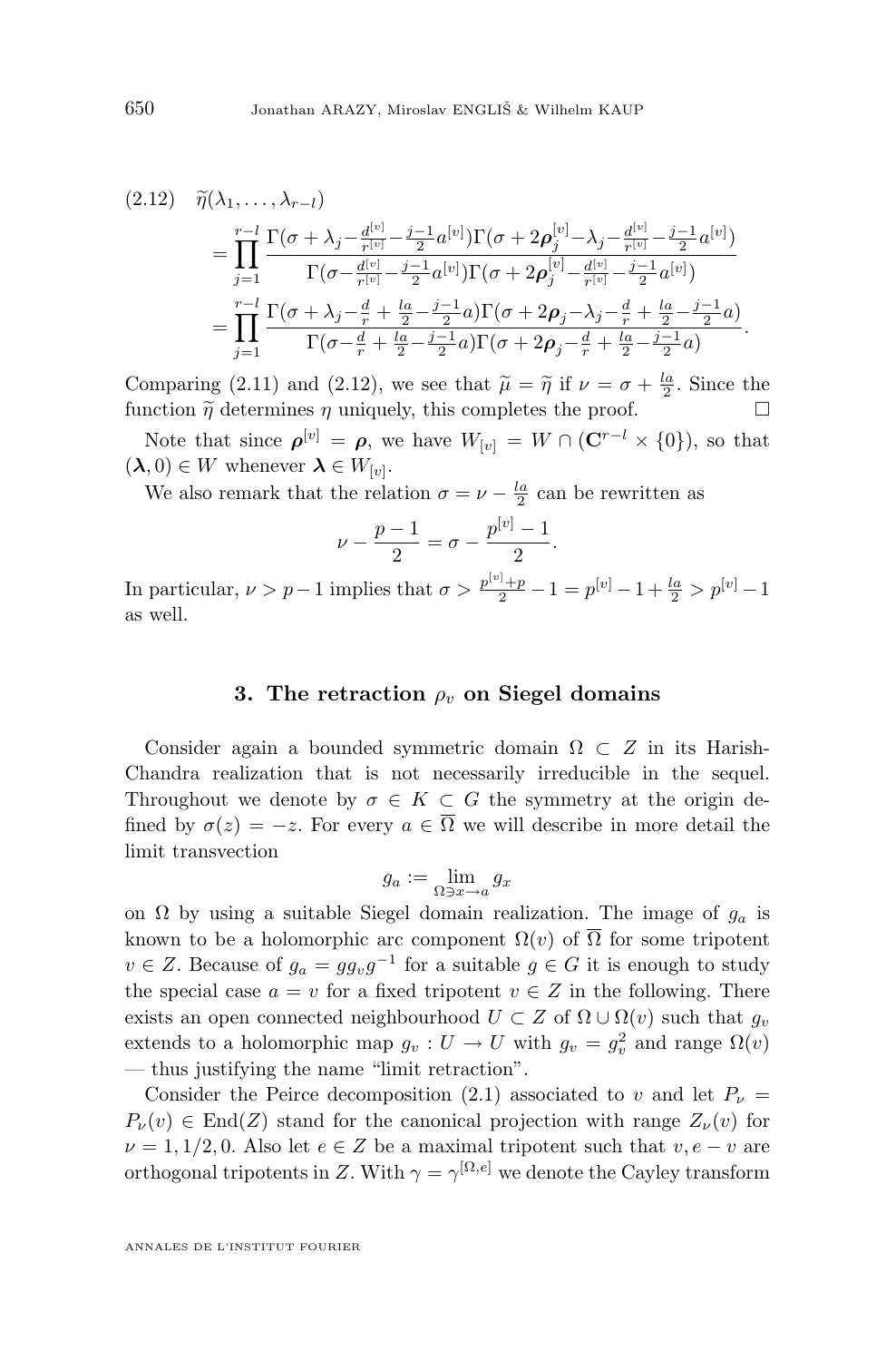$$
\begin{aligned}
(2.12)\quad & \widetilde{\eta}(\lambda_1,\dots,\lambda_{r-l}) \\
&= \prod_{j=1}^{r-l} \frac{\Gamma(\sigma+\lambda_j-\frac{d^{[v]}}{r^{[v]}}-\frac{j-1}{2}a^{[v]})\Gamma(\sigma+2\boldsymbol{\rho}_j^{[v]}-\lambda_j-\frac{d^{[v]}}{r^{[v]}}-\frac{j-1}{2}a^{[v]})}{\Gamma(\sigma-\frac{d^{[v]}}{r^{[v]}}-\frac{j-1}{2}a^{[v]})\Gamma(\sigma+2\boldsymbol{\rho}_j^{[v]}-\frac{d^{[v]}}{r^{[v]}}-\frac{j-1}{2}a^{[v]})} \\
&= \prod_{j=1}^{r-l} \frac{\Gamma(\sigma+\lambda_j-\frac{d}{r}+\frac{la}{2}-\frac{j-1}{2}a)\Gamma(\sigma+2\boldsymbol{\rho}_j-\lambda_j-\frac{d}{r}+\frac{la}{2}-\frac{j-1}{2}a)}{\Gamma(\sigma-\frac{d}{r}+\frac{la}{2}-\frac{j-1}{2}a)\Gamma(\sigma+2\boldsymbol{\rho}_j-\frac{d}{r}+\frac{la}{2}-\frac{j-1}{2}a)}.
\end{aligned}
$$

Comparing (2.11) and (2.12), we see that $\widetilde{\mu}=\widetilde{\eta}$ if $\nu=\sigma+\frac{la}{2}$. Since the function $\widetilde{\eta}$ determines $\eta$ uniquely, this completes the proof. $\square$

Note that since $\boldsymbol{\rho}^{[v]}=\boldsymbol{\rho}$, we have $W_{[v]}=W\cap(\mathbf{C}^{r-l}\times\{0\})$, so that $(\boldsymbol{\lambda},0)\in W$ whenever $\boldsymbol{\lambda}\in W_{[v]}$.

We also remark that the relation $\sigma=\nu-\frac{la}{2}$ can be rewritten as

$$
\nu-\frac{p-1}{2}=\sigma-\frac{p^{[v]}-1}{2}.
$$

In particular, $\nu>p-1$ implies that $\sigma>\frac{p^{[v]}+p}{2}-1=p^{[v]}-1+\frac{la}{2}>p^{[v]}-1$ as well.

## 3. The retraction $\rho_v$ on Siegel domains

Consider again a bounded symmetric domain $\Omega\subset Z$ in its Harish-Chandra realization that is not necessarily irreducible in the sequel. Throughout we denote by $\sigma\in K\subset G$ the symmetry at the origin defined by $\sigma(z)=-z$. For every $a\in\overline{\Omega}$ we will describe in more detail the limit transvection

$$
g_a:=\lim_{\Omega\ni x\to a} g_x
$$

on $\Omega$ by using a suitable Siegel domain realization. The image of $g_a$ is known to be a holomorphic arc component $\Omega(v)$ of $\overline{\Omega}$ for some tripotent $v\in Z$. Because of $g_a=gg_vg^{-1}$ for a suitable $g\in G$ it is enough to study the special case $a=v$ for a fixed tripotent $v\in Z$ in the following. There exists an open connected neighbourhood $U\subset Z$ of $\Omega\cup\Omega(v)$ such that $g_v$ extends to a holomorphic map $g_v:U\to U$ with $g_v=g_v^2$ and range $\Omega(v)$ — thus justifying the name "limit retraction".

Consider the Peirce decomposition (2.1) associated to $v$ and let $P_\nu=P_\nu(v)\in\mathrm{End}(Z)$ stand for the canonical projection with range $Z_\nu(v)$ for $\nu=1,1/2,0$. Also let $e\in Z$ be a maximal tripotent such that $v, e-v$ are orthogonal tripotents in $Z$. With $\gamma=\gamma^{[\Omega,e]}$ we denote the Cayley transform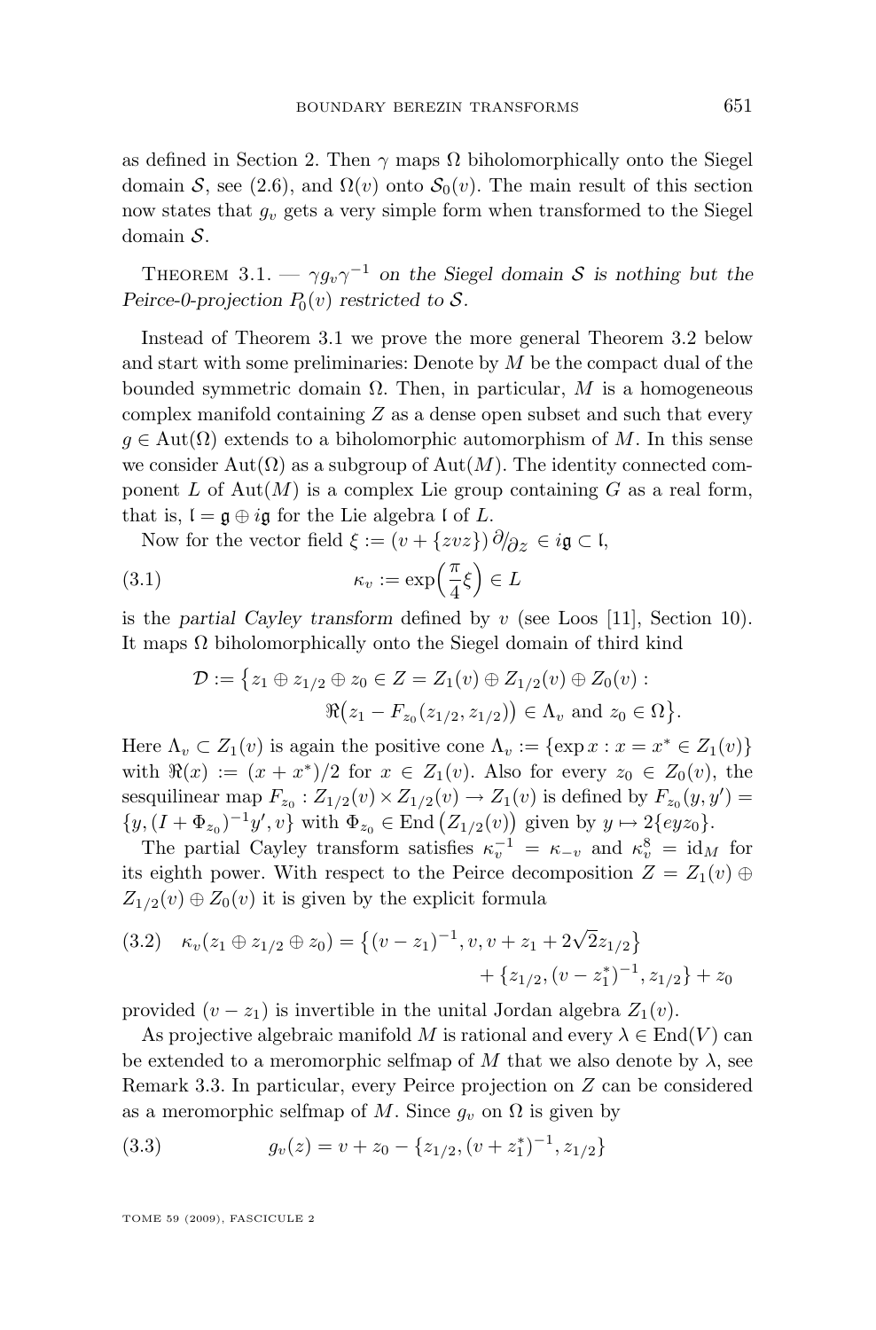as defined in Section 2. Then $\gamma$ maps $\Omega$ biholomorphically onto the Siegel domain $\mathcal{S}$, see (2.6), and $\Omega(v)$ onto $\mathcal{S}_0(v)$. The main result of this section now states that $g_v$ gets a very simple form when transformed to the Siegel domain $\mathcal{S}$.

Theorem 3.1. — *$\gamma g_v \gamma^{-1}$ on the Siegel domain $\mathcal{S}$ is nothing but the Peirce-0-projection $P_0(v)$ restricted to $\mathcal{S}$.*

Instead of Theorem 3.1 we prove the more general Theorem 3.2 below and start with some preliminaries: Denote by $M$ be the compact dual of the bounded symmetric domain $\Omega$. Then, in particular, $M$ is a homogeneous complex manifold containing $Z$ as a dense open subset and such that every $g \in \mathrm{Aut}(\Omega)$ extends to a biholomorphic automorphism of $M$. In this sense we consider $\mathrm{Aut}(\Omega)$ as a subgroup of $\mathrm{Aut}(M)$. The identity connected component $L$ of $\mathrm{Aut}(M)$ is a complex Lie group containing $G$ as a real form, that is, $\mathfrak{l} = \mathfrak{g} \oplus i\mathfrak{g}$ for the Lie algebra $\mathfrak{l}$ of $L$.

Now for the vector field $\xi := (v + \{zvz\})\,\partial/_{\partial z} \in i\mathfrak{g} \subset \mathfrak{l}$,

$$\kappa_v := \exp\Big(\frac{\pi}{4}\xi\Big) \in L \tag{3.1}$$

is the *partial Cayley transform* defined by $v$ (see Loos [11], Section 10). It maps $\Omega$ biholomorphically onto the Siegel domain of third kind

$$\mathcal{D} := \big\{ z_1 \oplus z_{1/2} \oplus z_0 \in Z = Z_1(v) \oplus Z_{1/2}(v) \oplus Z_0(v) : \\ \Re\big(z_1 - F_{z_0}(z_{1/2}, z_{1/2})\big) \in \Lambda_v \text{ and } z_0 \in \Omega \big\}.$$

Here $\Lambda_v \subset Z_1(v)$ is again the positive cone $\Lambda_v := \{\exp x : x = x^* \in Z_1(v)\}$ with $\Re(x) := (x + x^*)/2$ for $x \in Z_1(v)$. Also for every $z_0 \in Z_0(v)$, the sesquilinear map $F_{z_0} : Z_{1/2}(v) \times Z_{1/2}(v) \to Z_1(v)$ is defined by $F_{z_0}(y, y') = \{y, (I + \Phi_{z_0})^{-1}y', v\}$ with $\Phi_{z_0} \in \mathrm{End}\big(Z_{1/2}(v)\big)$ given by $y \mapsto 2\{eyz_0\}$.

The partial Cayley transform satisfies $\kappa_v^{-1} = \kappa_{-v}$ and $\kappa_v^8 = \mathrm{id}_M$ for its eighth power. With respect to the Peirce decomposition $Z = Z_1(v) \oplus Z_{1/2}(v) \oplus Z_0(v)$ it is given by the explicit formula

$$\kappa_v(z_1 \oplus z_{1/2} \oplus z_0) = \big\{(v - z_1)^{-1}, v, v + z_1 + 2\sqrt{2}z_{1/2}\big\} \\ + \{z_{1/2}, (v - z_1^*)^{-1}, z_{1/2}\} + z_0 \tag{3.2}$$

provided $(v - z_1)$ is invertible in the unital Jordan algebra $Z_1(v)$.

As projective algebraic manifold $M$ is rational and every $\lambda \in \mathrm{End}(V)$ can be extended to a meromorphic selfmap of $M$ that we also denote by $\lambda$, see Remark 3.3. In particular, every Peirce projection on $Z$ can be considered as a meromorphic selfmap of $M$. Since $g_v$ on $\Omega$ is given by

$$g_v(z) = v + z_0 - \{z_{1/2}, (v + z_1^*)^{-1}, z_{1/2}\} \tag{3.3}$$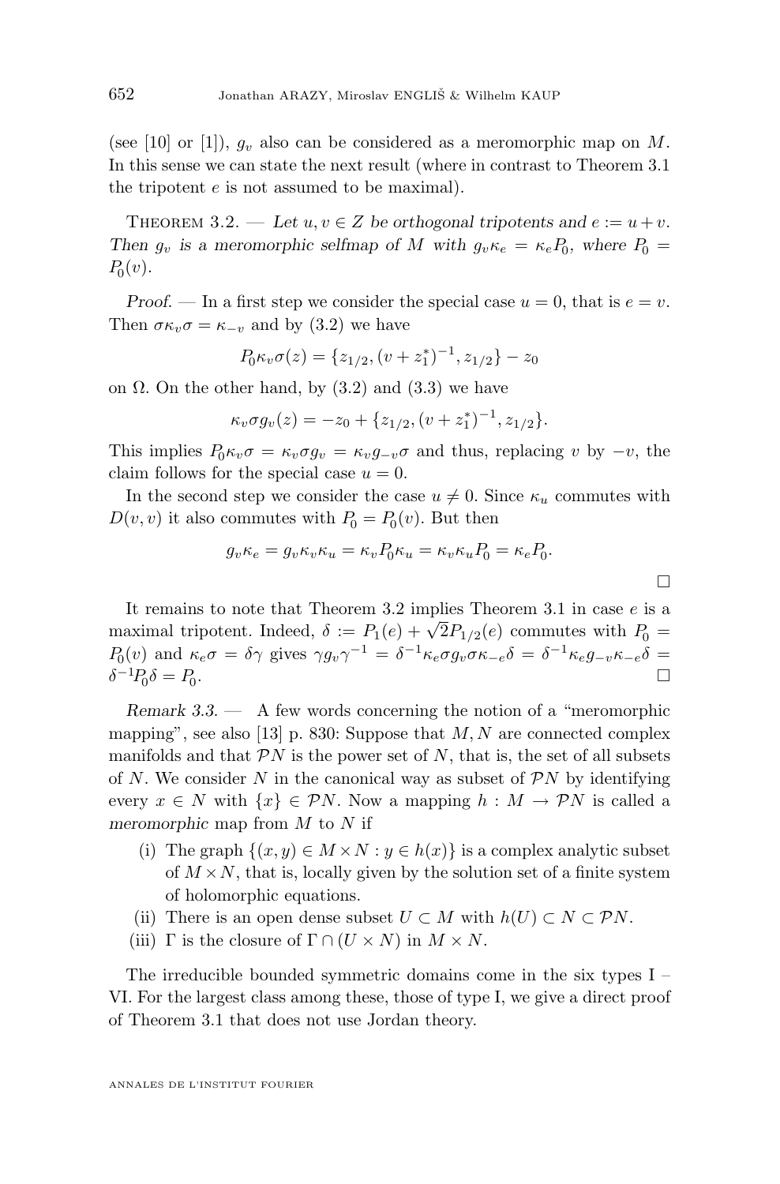(see [10] or [1]), $g_v$ also can be considered as a meromorphic map on $M$. In this sense we can state the next result (where in contrast to Theorem 3.1 the tripotent $e$ is not assumed to be maximal).

**Theorem 3.2.** — *Let $u, v \in Z$ be orthogonal tripotents and $e := u + v$. Then $g_v$ is a meromorphic selfmap of $M$ with $g_v \kappa_e = \kappa_e P_0$, where $P_0 = P_0(v)$.*

*Proof.* — In a first step we consider the special case $u = 0$, that is $e = v$. Then $\sigma \kappa_v \sigma = \kappa_{-v}$ and by (3.2) we have

$$P_0 \kappa_v \sigma(z) = \{z_{1/2}, (v + z_1^*)^{-1}, z_{1/2}\} - z_0$$

on $\Omega$. On the other hand, by (3.2) and (3.3) we have

$$\kappa_v \sigma g_v(z) = -z_0 + \{z_{1/2}, (v + z_1^*)^{-1}, z_{1/2}\}.$$

This implies $P_0 \kappa_v \sigma = \kappa_v \sigma g_v = \kappa_v g_{-v} \sigma$ and thus, replacing $v$ by $-v$, the claim follows for the special case $u = 0$.

In the second step we consider the case $u \neq 0$. Since $\kappa_u$ commutes with $D(v, v)$ it also commutes with $P_0 = P_0(v)$. But then

$$g_v \kappa_e = g_v \kappa_v \kappa_u = \kappa_v P_0 \kappa_u = \kappa_v \kappa_u P_0 = \kappa_e P_0.$$

□

It remains to note that Theorem 3.2 implies Theorem 3.1 in case $e$ is a maximal tripotent. Indeed, $\delta := P_1(e) + \sqrt{2} P_{1/2}(e)$ commutes with $P_0 = P_0(v)$ and $\kappa_e \sigma = \delta \gamma$ gives $\gamma g_v \gamma^{-1} = \delta^{-1} \kappa_e \sigma g_v \sigma \kappa_{-e} \delta = \delta^{-1} \kappa_e g_{-v} \kappa_{-e} \delta = \delta^{-1} P_0 \delta = P_0$. □

*Remark 3.3.* — A few words concerning the notion of a "meromorphic mapping", see also [13] p. 830: Suppose that $M, N$ are connected complex manifolds and that $\mathcal{P}N$ is the power set of $N$, that is, the set of all subsets of $N$. We consider $N$ in the canonical way as subset of $\mathcal{P}N$ by identifying every $x \in N$ with $\{x\} \in \mathcal{P}N$. Now a mapping $h : M \to \mathcal{P}N$ is called a *meromorphic* map from $M$ to $N$ if

- (i) The graph $\{(x, y) \in M \times N : y \in h(x)\}$ is a complex analytic subset of $M \times N$, that is, locally given by the solution set of a finite system of holomorphic equations.
- (ii) There is an open dense subset $U \subset M$ with $h(U) \subset N \subset \mathcal{P}N$.
- (iii) $\Gamma$ is the closure of $\Gamma \cap (U \times N)$ in $M \times N$.

The irreducible bounded symmetric domains come in the six types I – VI. For the largest class among these, those of type I, we give a direct proof of Theorem 3.1 that does not use Jordan theory.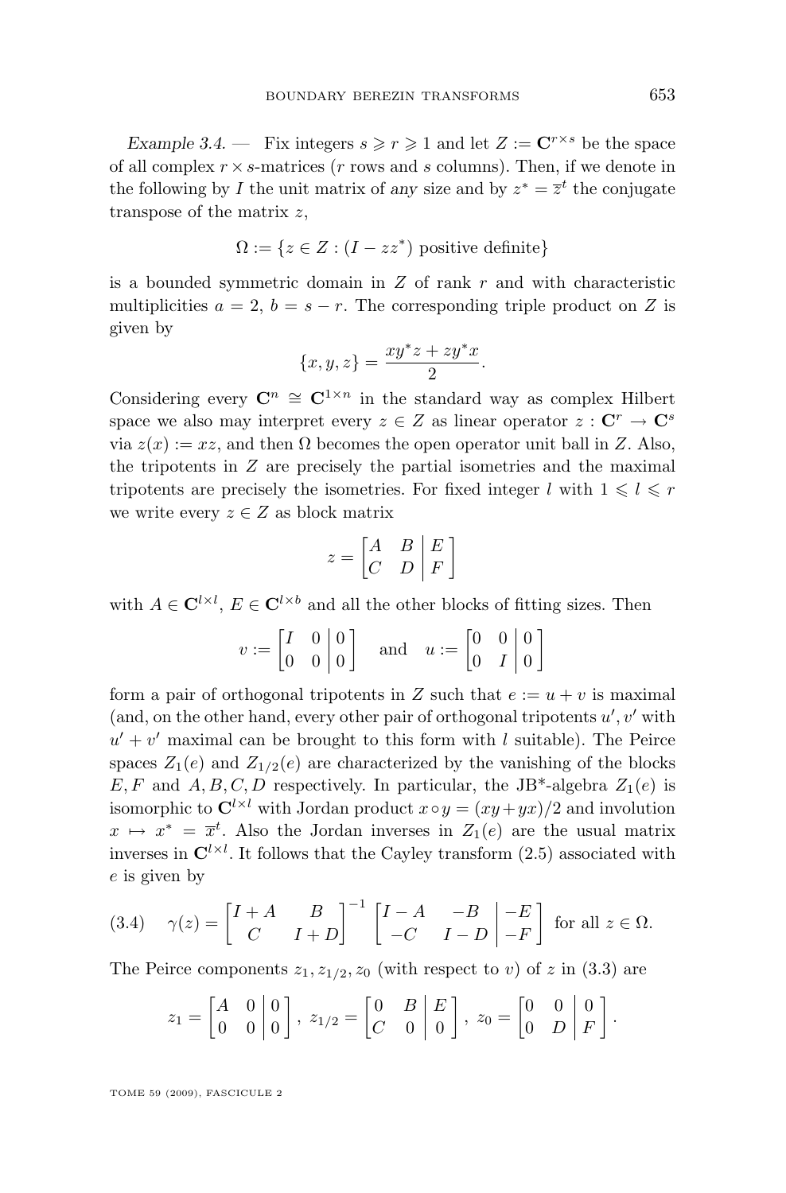*Example 3.4.* — Fix integers $s \geqslant r \geqslant 1$ and let $Z := \mathbf{C}^{r\times s}$ be the space of all complex $r\times s$-matrices ($r$ rows and $s$ columns). Then, if we denote in the following by $I$ the unit matrix of *any* size and by $z^* = \overline{z}^t$ the conjugate transpose of the matrix $z$,

$$\Omega := \{z \in Z : (I - zz^*) \text{ positive definite}\}$$

is a bounded symmetric domain in $Z$ of rank $r$ and with characteristic multiplicities $a = 2$, $b = s - r$. The corresponding triple product on $Z$ is given by

$$\{x, y, z\} = \frac{xy^*z + zy^*x}{2}.$$

Considering every $\mathbf{C}^n \cong \mathbf{C}^{1\times n}$ in the standard way as complex Hilbert space we also may interpret every $z \in Z$ as linear operator $z : \mathbf{C}^r \to \mathbf{C}^s$ via $z(x) := xz$, and then $\Omega$ becomes the open operator unit ball in $Z$. Also, the tripotents in $Z$ are precisely the partial isometries and the maximal tripotents are precisely the isometries. For fixed integer $l$ with $1 \leqslant l \leqslant r$ we write every $z \in Z$ as block matrix

$$z = \left[\begin{array}{cc|c} A & B & E \\ C & D & F \end{array}\right]$$

with $A \in \mathbf{C}^{l\times l}$, $E \in \mathbf{C}^{l\times b}$ and all the other blocks of fitting sizes. Then

$$v := \left[\begin{array}{cc|c} I & 0 & 0 \\ 0 & 0 & 0 \end{array}\right] \quad \text{and} \quad u := \left[\begin{array}{cc|c} 0 & 0 & 0 \\ 0 & I & 0 \end{array}\right]$$

form a pair of orthogonal tripotents in $Z$ such that $e := u + v$ is maximal (and, on the other hand, every other pair of orthogonal tripotents $u', v'$ with $u' + v'$ maximal can be brought to this form with $l$ suitable). The Peirce spaces $Z_1(e)$ and $Z_{1/2}(e)$ are characterized by the vanishing of the blocks $E, F$ and $A, B, C, D$ respectively. In particular, the JB*-algebra $Z_1(e)$ is isomorphic to $\mathbf{C}^{l\times l}$ with Jordan product $x \circ y = (xy + yx)/2$ and involution $x \mapsto x^* = \overline{x}^t$. Also the Jordan inverses in $Z_1(e)$ are the usual matrix inverses in $\mathbf{C}^{l\times l}$. It follows that the Cayley transform (2.5) associated with $e$ is given by

$$\gamma(z) = \begin{bmatrix} I + A & B \\ C & I + D \end{bmatrix}^{-1} \left[\begin{array}{cc|c} I - A & -B & -E \\ -C & I - D & -F \end{array}\right] \text{ for all } z \in \Omega. \tag{3.4}$$

The Peirce components $z_1, z_{1/2}, z_0$ (with respect to $v$) of $z$ in (3.3) are

$$z_1 = \left[\begin{array}{cc|c} A & 0 & 0 \\ 0 & 0 & 0 \end{array}\right],\ z_{1/2} = \left[\begin{array}{cc|c} 0 & B & E \\ C & 0 & 0 \end{array}\right],\ z_0 = \left[\begin{array}{cc|c} 0 & 0 & 0 \\ 0 & D & F \end{array}\right].$$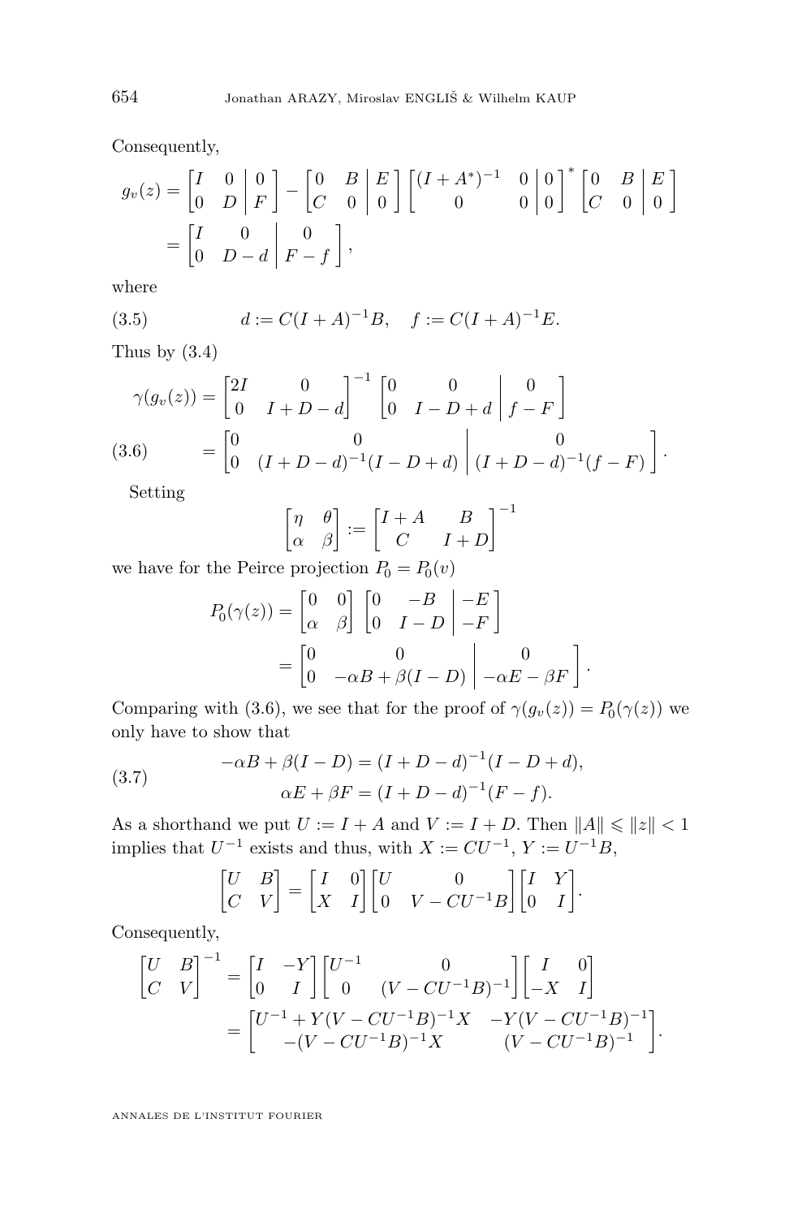Consequently,

$$
\begin{aligned}
g_v(z) &= \left[\begin{array}{cc|c} I & 0 & 0 \\ 0 & D & F \end{array}\right] - \left[\begin{array}{cc|c} 0 & B & E \\ C & 0 & 0 \end{array}\right] \left[\begin{array}{cc|c} (I+A^*)^{-1} & 0 & 0 \\ 0 & 0 & 0 \end{array}\right]^* \left[\begin{array}{cc|c} 0 & B & E \\ C & 0 & 0 \end{array}\right] \\
&= \left[\begin{array}{cc|c} I & 0 & 0 \\ 0 & D-d & F-f \end{array}\right],
\end{aligned}
$$

where

$$
d := C(I+A)^{-1}B, \quad f := C(I+A)^{-1}E. \tag{3.5}
$$

Thus by (3.4)

$$
\begin{aligned}
\gamma(g_v(z)) &= \begin{bmatrix} 2I & 0 \\ 0 & I+D-d \end{bmatrix}^{-1} \left[\begin{array}{cc|c} 0 & 0 & 0 \\ 0 & I-D+d & f-F \end{array}\right] \\
&= \left[\begin{array}{cc|c} 0 & 0 & 0 \\ 0 & (I+D-d)^{-1}(I-D+d) & (I+D-d)^{-1}(f-F) \end{array}\right].
\end{aligned} \tag{3.6}
$$

Setting

$$
\begin{bmatrix} \eta & \theta \\ \alpha & \beta \end{bmatrix} := \begin{bmatrix} I+A & B \\ C & I+D \end{bmatrix}^{-1}
$$

we have for the Peirce projection $P_0 = P_0(v)$

$$
\begin{aligned}
P_0(\gamma(z)) &= \begin{bmatrix} 0 & 0 \\ \alpha & \beta \end{bmatrix} \left[\begin{array}{cc|c} 0 & -B & -E \\ 0 & I-D & -F \end{array}\right] \\
&= \left[\begin{array}{cc|c} 0 & 0 & 0 \\ 0 & -\alpha B + \beta(I-D) & -\alpha E - \beta F \end{array}\right].
\end{aligned}
$$

Comparing with (3.6), we see that for the proof of $\gamma(g_v(z)) = P_0(\gamma(z))$ we only have to show that

$$
\begin{aligned}
-\alpha B + \beta(I-D) &= (I+D-d)^{-1}(I-D+d), \\
\alpha E + \beta F &= (I+D-d)^{-1}(F-f).
\end{aligned} \tag{3.7}
$$

As a shorthand we put $U := I + A$ and $V := I + D$. Then $\|A\| \leqslant \|z\| < 1$ implies that $U^{-1}$ exists and thus, with $X := CU^{-1}$, $Y := U^{-1}B$,

$$
\begin{bmatrix} U & B \\ C & V \end{bmatrix} = \begin{bmatrix} I & 0 \\ X & I \end{bmatrix} \begin{bmatrix} U & 0 \\ 0 & V - CU^{-1}B \end{bmatrix} \begin{bmatrix} I & Y \\ 0 & I \end{bmatrix}.
$$

Consequently,

$$
\begin{aligned}
\begin{bmatrix} U & B \\ C & V \end{bmatrix}^{-1} &= \begin{bmatrix} I & -Y \\ 0 & I \end{bmatrix} \begin{bmatrix} U^{-1} & 0 \\ 0 & (V - CU^{-1}B)^{-1} \end{bmatrix} \begin{bmatrix} I & 0 \\ -X & I \end{bmatrix} \\
&= \begin{bmatrix} U^{-1} + Y(V - CU^{-1}B)^{-1}X & -Y(V - CU^{-1}B)^{-1} \\ -(V - CU^{-1}B)^{-1}X & (V - CU^{-1}B)^{-1} \end{bmatrix}.
\end{aligned}
$$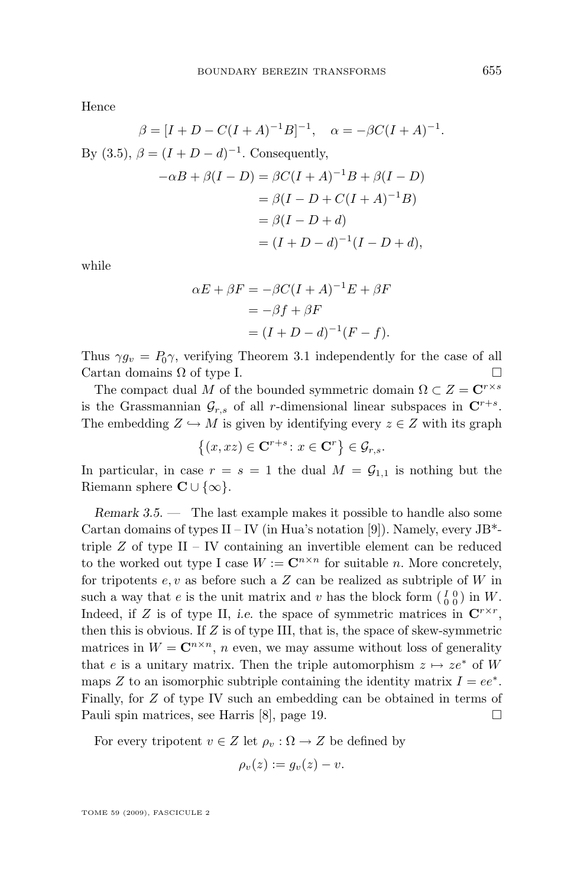Hence

$$\beta = [I + D - C(I+A)^{-1}B]^{-1}, \quad \alpha = -\beta C(I+A)^{-1}.$$

By (3.5), $\beta = (I + D - d)^{-1}$. Consequently,

$$\begin{aligned}
-\alpha B + \beta(I - D) &= \beta C(I+A)^{-1}B + \beta(I - D) \\
&= \beta(I - D + C(I+A)^{-1}B) \\
&= \beta(I - D + d) \\
&= (I + D - d)^{-1}(I - D + d),
\end{aligned}$$

while

$$\begin{aligned}
\alpha E + \beta F &= -\beta C(I+A)^{-1}E + \beta F \\
&= -\beta f + \beta F \\
&= (I + D - d)^{-1}(F - f).
\end{aligned}$$

Thus $\gamma g_v = P_0 \gamma$, verifying Theorem 3.1 independently for the case of all Cartan domains $\Omega$ of type I. □

The compact dual $M$ of the bounded symmetric domain $\Omega \subset Z = \mathbf{C}^{r\times s}$ is the Grassmannian $\mathcal{G}_{r,s}$ of all $r$-dimensional linear subspaces in $\mathbf{C}^{r+s}$. The embedding $Z \hookrightarrow M$ is given by identifying every $z \in Z$ with its graph

$$\left\{(x, xz) \in \mathbf{C}^{r+s} \colon x \in \mathbf{C}^r\right\} \in \mathcal{G}_{r,s}.$$

In particular, in case $r = s = 1$ the dual $M = \mathcal{G}_{1,1}$ is nothing but the Riemann sphere $\mathbf{C} \cup \{\infty\}$.

*Remark 3.5.* — The last example makes it possible to handle also some Cartan domains of types II – IV (in Hua's notation [9]). Namely, every JB*-triple $Z$ of type II – IV containing an invertible element can be reduced to the worked out type I case $W := \mathbf{C}^{n\times n}$ for suitable $n$. More concretely, for tripotents $e, v$ as before such a $Z$ can be realized as subtriple of $W$ in such a way that $e$ is the unit matrix and $v$ has the block form $\left(\begin{smallmatrix} I & 0 \\ 0 & 0 \end{smallmatrix}\right)$ in $W$. Indeed, if $Z$ is of type II, *i.e.* the space of symmetric matrices in $\mathbf{C}^{r\times r}$, then this is obvious. If $Z$ is of type III, that is, the space of skew-symmetric matrices in $W = \mathbf{C}^{n\times n}$, $n$ even, we may assume without loss of generality that $e$ is a unitary matrix. Then the triple automorphism $z \mapsto ze^*$ of $W$ maps $Z$ to an isomorphic subtriple containing the identity matrix $I = ee^*$. Finally, for $Z$ of type IV such an embedding can be obtained in terms of Pauli spin matrices, see Harris [8], page 19. □

For every tripotent $v \in Z$ let $\rho_v : \Omega \to Z$ be defined by

$$\rho_v(z) := g_v(z) - v.$$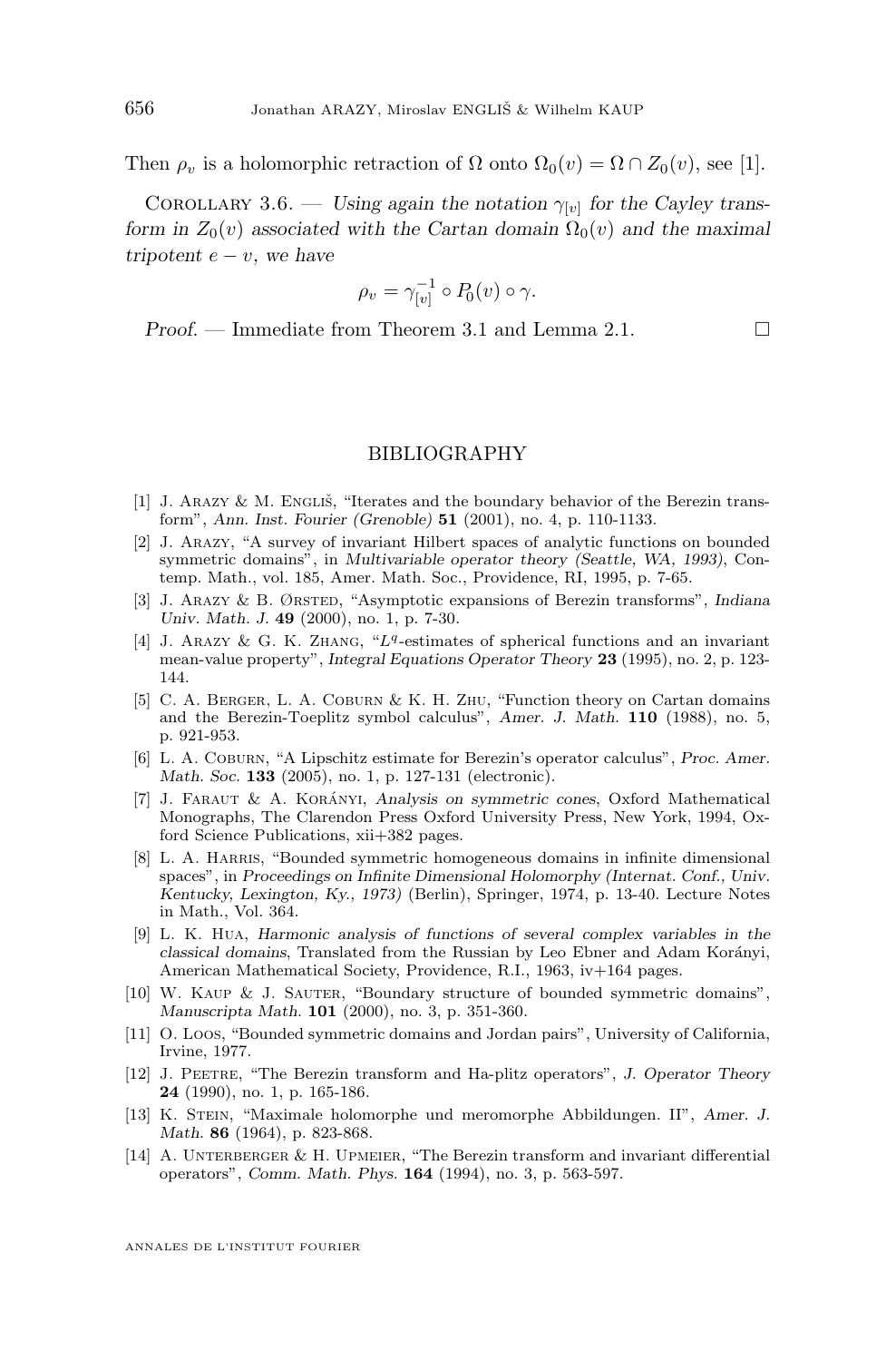Then $\rho_v$ is a holomorphic retraction of $\Omega$ onto $\Omega_0(v) = \Omega \cap Z_0(v)$, see [1].

Corollary 3.6. — *Using again the notation $\gamma_{[v]}$ for the Cayley transform in $Z_0(v)$ associated with the Cartan domain $\Omega_0(v)$ and the maximal tripotent $e - v$, we have*

$$\rho_v = \gamma_{[v]}^{-1} \circ P_0(v) \circ \gamma.$$

*Proof.* — Immediate from Theorem 3.1 and Lemma 2.1. □

## BIBLIOGRAPHY

[1] J. Arazy & M. Engliš, "Iterates and the boundary behavior of the Berezin transform", *Ann. Inst. Fourier (Grenoble)* **51** (2001), no. 4, p. 110-1133.

[2] J. Arazy, "A survey of invariant Hilbert spaces of analytic functions on bounded symmetric domains", in *Multivariable operator theory (Seattle, WA, 1993)*, Contemp. Math., vol. 185, Amer. Math. Soc., Providence, RI, 1995, p. 7-65.

[3] J. Arazy & B. Ørsted, "Asymptotic expansions of Berezin transforms", *Indiana Univ. Math. J.* **49** (2000), no. 1, p. 7-30.

[4] J. Arazy & G. K. Zhang, "$L^q$-estimates of spherical functions and an invariant mean-value property", *Integral Equations Operator Theory* **23** (1995), no. 2, p. 123-144.

[5] C. A. Berger, L. A. Coburn & K. H. Zhu, "Function theory on Cartan domains and the Berezin-Toeplitz symbol calculus", *Amer. J. Math.* **110** (1988), no. 5, p. 921-953.

[6] L. A. Coburn, "A Lipschitz estimate for Berezin's operator calculus", *Proc. Amer. Math. Soc.* **133** (2005), no. 1, p. 127-131 (electronic).

[7] J. Faraut & A. Korányi, *Analysis on symmetric cones*, Oxford Mathematical Monographs, The Clarendon Press Oxford University Press, New York, 1994, Oxford Science Publications, xii+382 pages.

[8] L. A. Harris, "Bounded symmetric homogeneous domains in infinite dimensional spaces", in *Proceedings on Infinite Dimensional Holomorphy (Internat. Conf., Univ. Kentucky, Lexington, Ky., 1973)* (Berlin), Springer, 1974, p. 13-40. Lecture Notes in Math., Vol. 364.

[9] L. K. Hua, *Harmonic analysis of functions of several complex variables in the classical domains*, Translated from the Russian by Leo Ebner and Adam Korányi, American Mathematical Society, Providence, R.I., 1963, iv+164 pages.

[10] W. Kaup & J. Sauter, "Boundary structure of bounded symmetric domains", *Manuscripta Math.* **101** (2000), no. 3, p. 351-360.

[11] O. Loos, "Bounded symmetric domains and Jordan pairs", University of California, Irvine, 1977.

[12] J. Peetre, "The Berezin transform and Ha-plitz operators", *J. Operator Theory* **24** (1990), no. 1, p. 165-186.

[13] K. Stein, "Maximale holomorphe und meromorphe Abbildungen. II", *Amer. J. Math.* **86** (1964), p. 823-868.

[14] A. Unterberger & H. Upmeier, "The Berezin transform and invariant differential operators", *Comm. Math. Phys.* **164** (1994), no. 3, p. 563-597.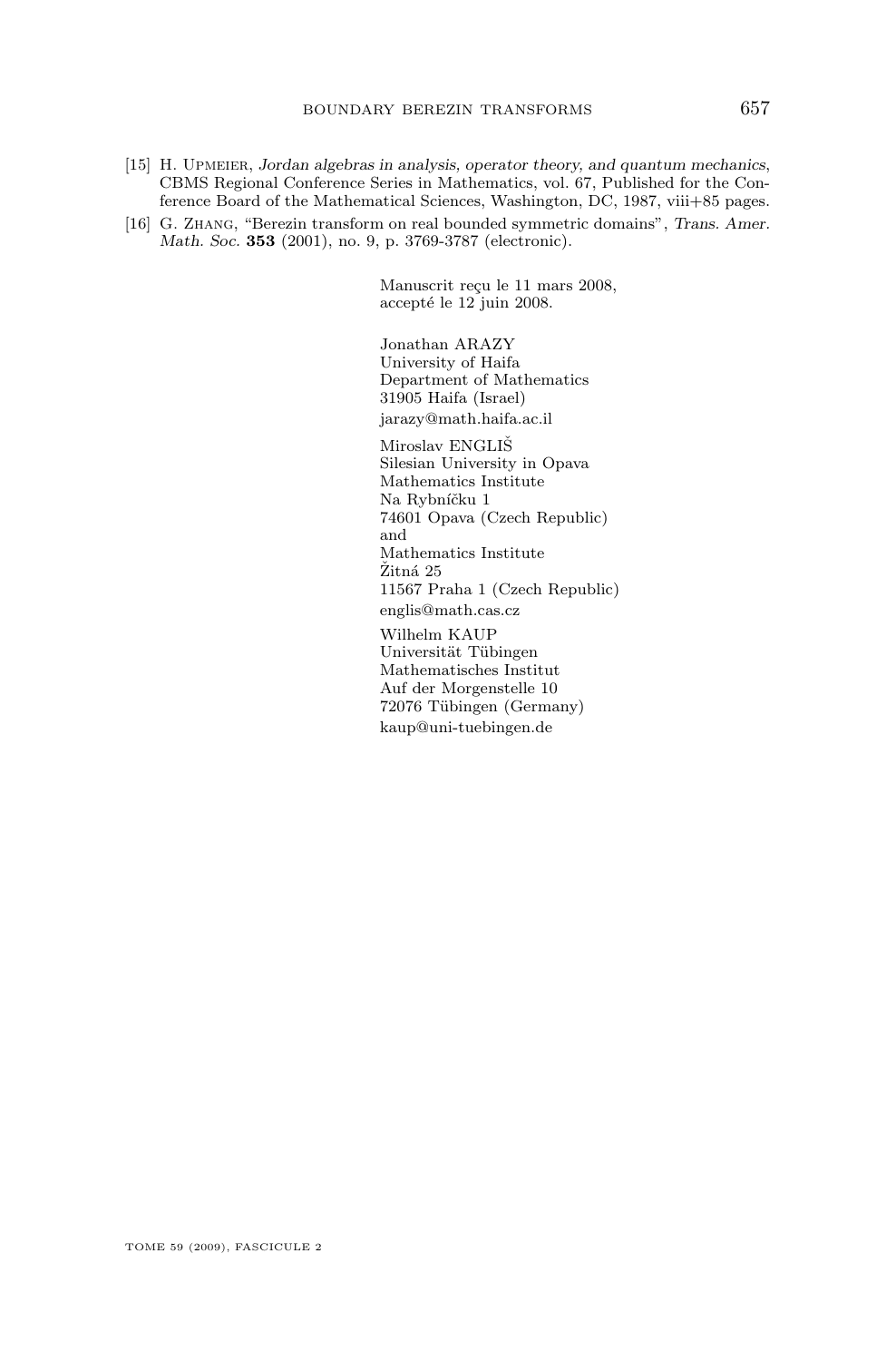[15] H. Upmeier, *Jordan algebras in analysis, operator theory, and quantum mechanics*, CBMS Regional Conference Series in Mathematics, vol. 67, Published for the Conference Board of the Mathematical Sciences, Washington, DC, 1987, viii+85 pages.

[16] G. Zhang, "Berezin transform on real bounded symmetric domains", *Trans. Amer. Math. Soc.* **353** (2001), no. 9, p. 3769-3787 (electronic).

Manuscrit reçu le 11 mars 2008,
accepté le 12 juin 2008.

Jonathan ARAZY
University of Haifa
Department of Mathematics
31905 Haifa (Israel)
jarazy@math.haifa.ac.il

Miroslav ENGLIŠ
Silesian University in Opava
Mathematics Institute
Na Rybníčku 1
74601 Opava (Czech Republic)
and
Mathematics Institute
Žitná 25
11567 Praha 1 (Czech Republic)
englis@math.cas.cz

Wilhelm KAUP
Universität Tübingen
Mathematisches Institut
Auf der Morgenstelle 10
72076 Tübingen (Germany)
kaup@uni-tuebingen.de